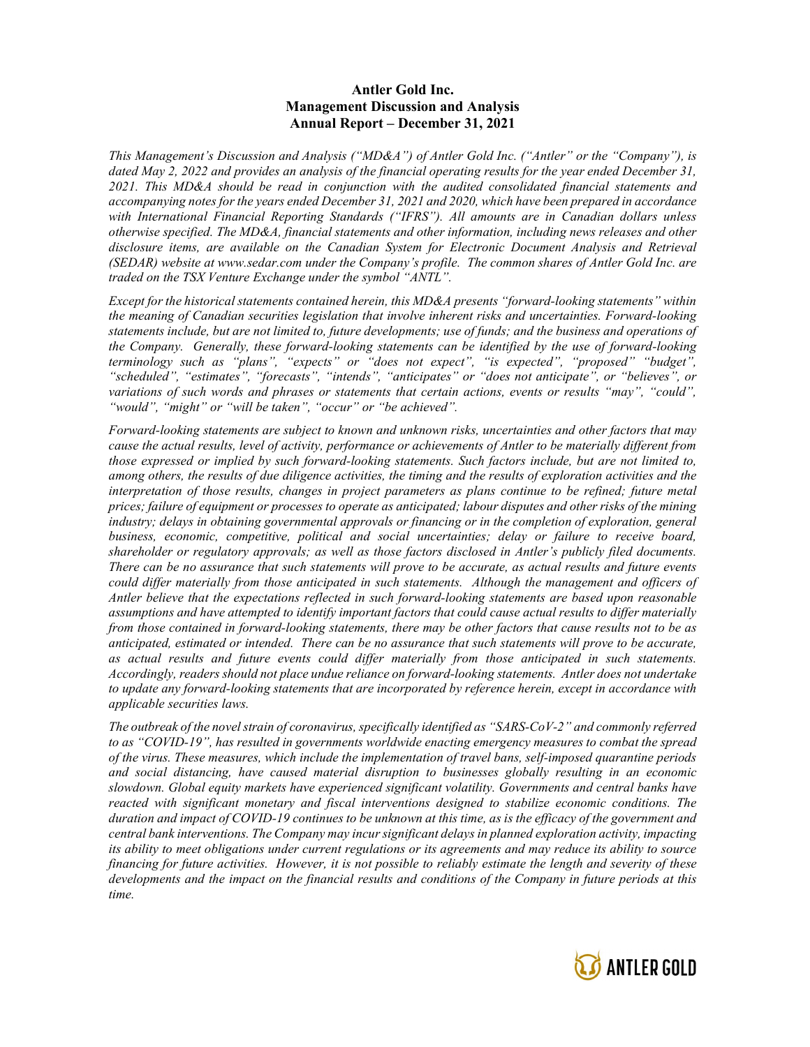# Antler Gold Inc.
# Management Discussion and Analysis
# Annual Report – December 31, 2021

*This Management's Discussion and Analysis ("MD&A") of Antler Gold Inc. ("Antler" or the "Company"), is dated May 2, 2022 and provides an analysis of the financial operating results for the year ended December 31, 2021. This MD&A should be read in conjunction with the audited consolidated financial statements and accompanying notes for the years ended December 31, 2021 and 2020, which have been prepared in accordance with International Financial Reporting Standards ("IFRS"). All amounts are in Canadian dollars unless otherwise specified. The MD&A, financial statements and other information, including news releases and other disclosure items, are available on the Canadian System for Electronic Document Analysis and Retrieval (SEDAR) website at www.sedar.com under the Company's profile. The common shares of Antler Gold Inc. are traded on the TSX Venture Exchange under the symbol "ANTL".*

*Except for the historical statements contained herein, this MD&A presents "forward-looking statements" within the meaning of Canadian securities legislation that involve inherent risks and uncertainties. Forward-looking statements include, but are not limited to, future developments; use of funds; and the business and operations of the Company. Generally, these forward-looking statements can be identified by the use of forward-looking terminology such as "plans", "expects" or "does not expect", "is expected", "proposed" "budget", "scheduled", "estimates", "forecasts", "intends", "anticipates" or "does not anticipate", or "believes", or variations of such words and phrases or statements that certain actions, events or results "may", "could", "would", "might" or "will be taken", "occur" or "be achieved".*

*Forward-looking statements are subject to known and unknown risks, uncertainties and other factors that may cause the actual results, level of activity, performance or achievements of Antler to be materially different from those expressed or implied by such forward-looking statements. Such factors include, but are not limited to, among others, the results of due diligence activities, the timing and the results of exploration activities and the interpretation of those results, changes in project parameters as plans continue to be refined; future metal prices; failure of equipment or processes to operate as anticipated; labour disputes and other risks of the mining industry; delays in obtaining governmental approvals or financing or in the completion of exploration, general business, economic, competitive, political and social uncertainties; delay or failure to receive board, shareholder or regulatory approvals; as well as those factors disclosed in Antler's publicly filed documents. There can be no assurance that such statements will prove to be accurate, as actual results and future events could differ materially from those anticipated in such statements. Although the management and officers of Antler believe that the expectations reflected in such forward-looking statements are based upon reasonable assumptions and have attempted to identify important factors that could cause actual results to differ materially from those contained in forward-looking statements, there may be other factors that cause results not to be as anticipated, estimated or intended. There can be no assurance that such statements will prove to be accurate, as actual results and future events could differ materially from those anticipated in such statements. Accordingly, readers should not place undue reliance on forward-looking statements. Antler does not undertake to update any forward-looking statements that are incorporated by reference herein, except in accordance with applicable securities laws.*

*The outbreak of the novel strain of coronavirus, specifically identified as "SARS-CoV-2" and commonly referred to as "COVID-19", has resulted in governments worldwide enacting emergency measures to combat the spread of the virus. These measures, which include the implementation of travel bans, self-imposed quarantine periods and social distancing, have caused material disruption to businesses globally resulting in an economic slowdown. Global equity markets have experienced significant volatility. Governments and central banks have reacted with significant monetary and fiscal interventions designed to stabilize economic conditions. The duration and impact of COVID-19 continues to be unknown at this time, as is the efficacy of the government and central bank interventions. The Company may incur significant delays in planned exploration activity, impacting its ability to meet obligations under current regulations or its agreements and may reduce its ability to source financing for future activities. However, it is not possible to reliably estimate the length and severity of these developments and the impact on the financial results and conditions of the Company in future periods at this time.*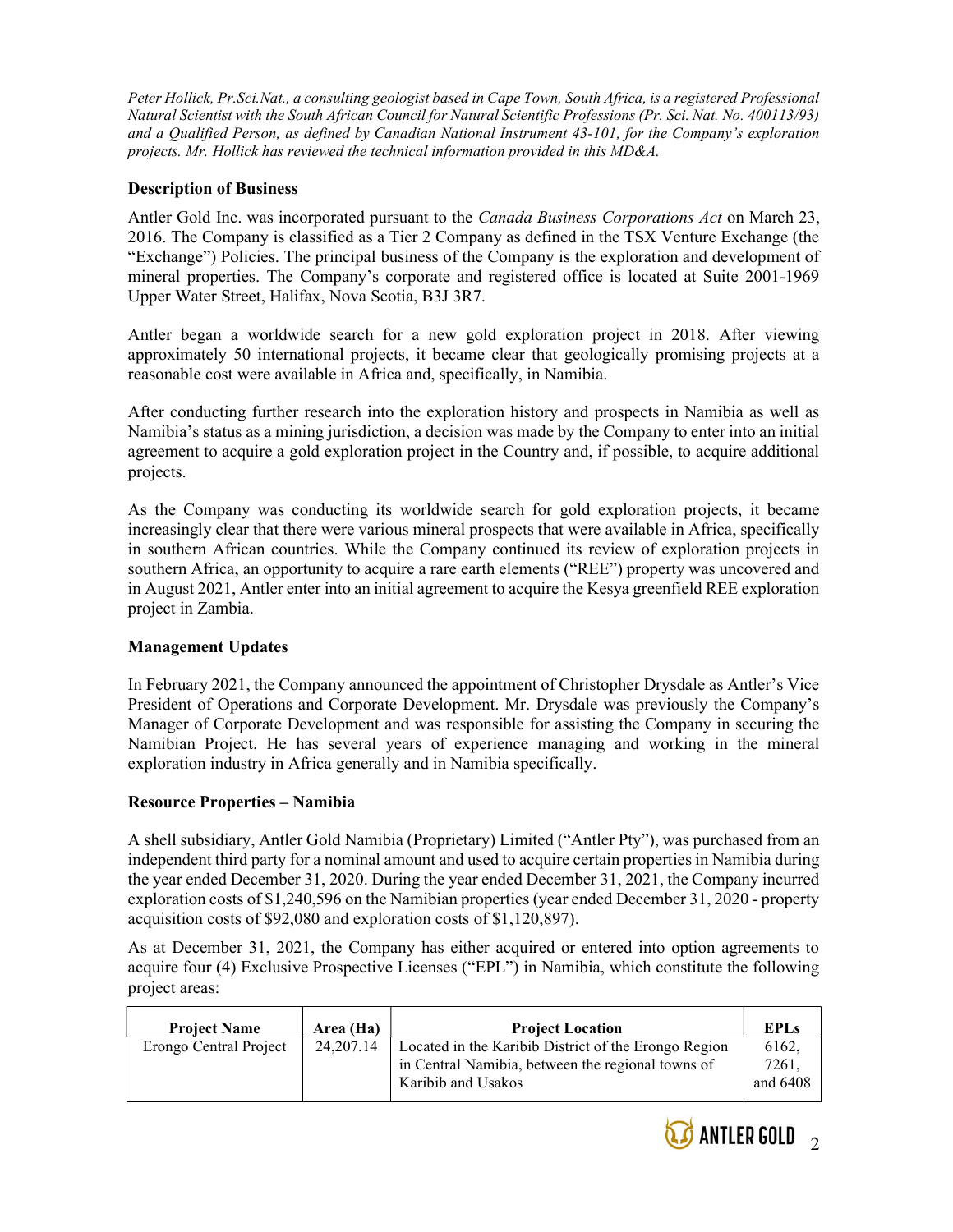*Peter Hollick, Pr.Sci.Nat., a consulting geologist based in Cape Town, South Africa, is a registered Professional Natural Scientist with the South African Council for Natural Scientific Professions (Pr. Sci. Nat. No. 400113/93) and a Qualified Person, as defined by Canadian National Instrument 43-101, for the Company's exploration projects. Mr. Hollick has reviewed the technical information provided in this MD&A.*

## Description of Business

Antler Gold Inc. was incorporated pursuant to the *Canada Business Corporations Act* on March 23, 2016. The Company is classified as a Tier 2 Company as defined in the TSX Venture Exchange (the "Exchange") Policies. The principal business of the Company is the exploration and development of mineral properties. The Company's corporate and registered office is located at Suite 2001-1969 Upper Water Street, Halifax, Nova Scotia, B3J 3R7.

Antler began a worldwide search for a new gold exploration project in 2018. After viewing approximately 50 international projects, it became clear that geologically promising projects at a reasonable cost were available in Africa and, specifically, in Namibia.

After conducting further research into the exploration history and prospects in Namibia as well as Namibia's status as a mining jurisdiction, a decision was made by the Company to enter into an initial agreement to acquire a gold exploration project in the Country and, if possible, to acquire additional projects.

As the Company was conducting its worldwide search for gold exploration projects, it became increasingly clear that there were various mineral prospects that were available in Africa, specifically in southern African countries. While the Company continued its review of exploration projects in southern Africa, an opportunity to acquire a rare earth elements ("REE") property was uncovered and in August 2021, Antler enter into an initial agreement to acquire the Kesya greenfield REE exploration project in Zambia.

## Management Updates

In February 2021, the Company announced the appointment of Christopher Drysdale as Antler's Vice President of Operations and Corporate Development. Mr. Drysdale was previously the Company's Manager of Corporate Development and was responsible for assisting the Company in securing the Namibian Project. He has several years of experience managing and working in the mineral exploration industry in Africa generally and in Namibia specifically.

## Resource Properties – Namibia

A shell subsidiary, Antler Gold Namibia (Proprietary) Limited ("Antler Pty"), was purchased from an independent third party for a nominal amount and used to acquire certain properties in Namibia during the year ended December 31, 2020. During the year ended December 31, 2021, the Company incurred exploration costs of $1,240,596 on the Namibian properties (year ended December 31, 2020 - property acquisition costs of $92,080 and exploration costs of $1,120,897).

As at December 31, 2021, the Company has either acquired or entered into option agreements to acquire four (4) Exclusive Prospective Licenses ("EPL") in Namibia, which constitute the following project areas:

| Project Name | Area (Ha) | Project Location | EPLs |
|---|---|---|---|
| Erongo Central Project | 24,207.14 | Located in the Karibib District of the Erongo Region in Central Namibia, between the regional towns of Karibib and Usakos | 6162, 7261, and 6408 |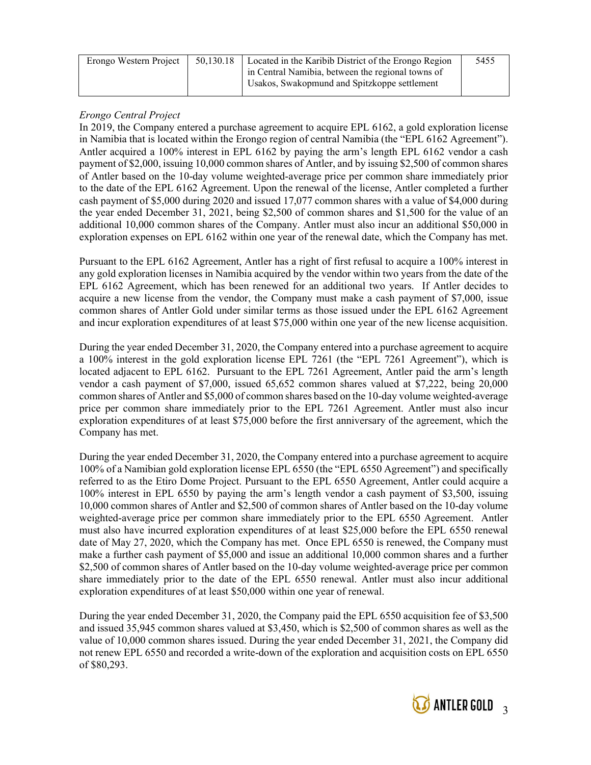| Erongo Western Project | 50,130.18 | Located in the Karibib District of the Erongo Region in Central Namibia, between the regional towns of Usakos, Swakopmund and Spitzkoppe settlement | 5455 |
|---|---|---|---|

*Erongo Central Project*

In 2019, the Company entered a purchase agreement to acquire EPL 6162, a gold exploration license in Namibia that is located within the Erongo region of central Namibia (the "EPL 6162 Agreement"). Antler acquired a 100% interest in EPL 6162 by paying the arm's length EPL 6162 vendor a cash payment of $2,000, issuing 10,000 common shares of Antler, and by issuing $2,500 of common shares of Antler based on the 10-day volume weighted-average price per common share immediately prior to the date of the EPL 6162 Agreement. Upon the renewal of the license, Antler completed a further cash payment of $5,000 during 2020 and issued 17,077 common shares with a value of $4,000 during the year ended December 31, 2021, being $2,500 of common shares and $1,500 for the value of an additional 10,000 common shares of the Company. Antler must also incur an additional $50,000 in exploration expenses on EPL 6162 within one year of the renewal date, which the Company has met.

Pursuant to the EPL 6162 Agreement, Antler has a right of first refusal to acquire a 100% interest in any gold exploration licenses in Namibia acquired by the vendor within two years from the date of the EPL 6162 Agreement, which has been renewed for an additional two years. If Antler decides to acquire a new license from the vendor, the Company must make a cash payment of $7,000, issue common shares of Antler Gold under similar terms as those issued under the EPL 6162 Agreement and incur exploration expenditures of at least $75,000 within one year of the new license acquisition.

During the year ended December 31, 2020, the Company entered into a purchase agreement to acquire a 100% interest in the gold exploration license EPL 7261 (the "EPL 7261 Agreement"), which is located adjacent to EPL 6162. Pursuant to the EPL 7261 Agreement, Antler paid the arm's length vendor a cash payment of $7,000, issued 65,652 common shares valued at $7,222, being 20,000 common shares of Antler and $5,000 of common shares based on the 10-day volume weighted-average price per common share immediately prior to the EPL 7261 Agreement. Antler must also incur exploration expenditures of at least $75,000 before the first anniversary of the agreement, which the Company has met.

During the year ended December 31, 2020, the Company entered into a purchase agreement to acquire 100% of a Namibian gold exploration license EPL 6550 (the "EPL 6550 Agreement") and specifically referred to as the Etiro Dome Project. Pursuant to the EPL 6550 Agreement, Antler could acquire a 100% interest in EPL 6550 by paying the arm's length vendor a cash payment of $3,500, issuing 10,000 common shares of Antler and $2,500 of common shares of Antler based on the 10-day volume weighted-average price per common share immediately prior to the EPL 6550 Agreement. Antler must also have incurred exploration expenditures of at least $25,000 before the EPL 6550 renewal date of May 27, 2020, which the Company has met. Once EPL 6550 is renewed, the Company must make a further cash payment of $5,000 and issue an additional 10,000 common shares and a further $2,500 of common shares of Antler based on the 10-day volume weighted-average price per common share immediately prior to the date of the EPL 6550 renewal. Antler must also incur additional exploration expenditures of at least $50,000 within one year of renewal.

During the year ended December 31, 2020, the Company paid the EPL 6550 acquisition fee of $3,500 and issued 35,945 common shares valued at $3,450, which is $2,500 of common shares as well as the value of 10,000 common shares issued. During the year ended December 31, 2021, the Company did not renew EPL 6550 and recorded a write-down of the exploration and acquisition costs on EPL 6550 of $80,293.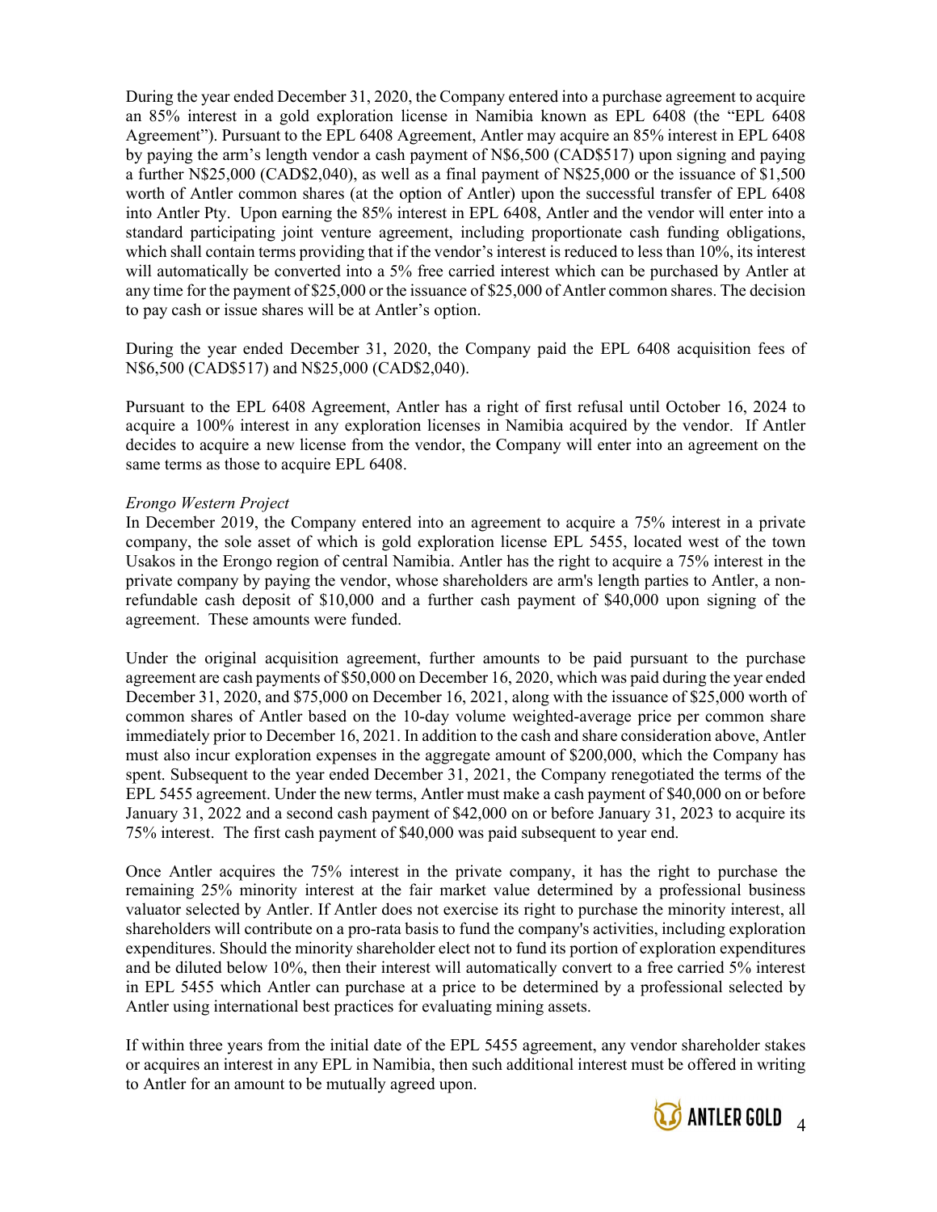During the year ended December 31, 2020, the Company entered into a purchase agreement to acquire an 85% interest in a gold exploration license in Namibia known as EPL 6408 (the "EPL 6408 Agreement"). Pursuant to the EPL 6408 Agreement, Antler may acquire an 85% interest in EPL 6408 by paying the arm's length vendor a cash payment of N$6,500 (CAD$517) upon signing and paying a further N$25,000 (CAD$2,040), as well as a final payment of N$25,000 or the issuance of $1,500 worth of Antler common shares (at the option of Antler) upon the successful transfer of EPL 6408 into Antler Pty. Upon earning the 85% interest in EPL 6408, Antler and the vendor will enter into a standard participating joint venture agreement, including proportionate cash funding obligations, which shall contain terms providing that if the vendor's interest is reduced to less than 10%, its interest will automatically be converted into a 5% free carried interest which can be purchased by Antler at any time for the payment of $25,000 or the issuance of $25,000 of Antler common shares. The decision to pay cash or issue shares will be at Antler's option.

During the year ended December 31, 2020, the Company paid the EPL 6408 acquisition fees of N$6,500 (CAD$517) and N$25,000 (CAD$2,040).

Pursuant to the EPL 6408 Agreement, Antler has a right of first refusal until October 16, 2024 to acquire a 100% interest in any exploration licenses in Namibia acquired by the vendor. If Antler decides to acquire a new license from the vendor, the Company will enter into an agreement on the same terms as those to acquire EPL 6408.

*Erongo Western Project*

In December 2019, the Company entered into an agreement to acquire a 75% interest in a private company, the sole asset of which is gold exploration license EPL 5455, located west of the town Usakos in the Erongo region of central Namibia. Antler has the right to acquire a 75% interest in the private company by paying the vendor, whose shareholders are arm's length parties to Antler, a non-refundable cash deposit of $10,000 and a further cash payment of $40,000 upon signing of the agreement. These amounts were funded.

Under the original acquisition agreement, further amounts to be paid pursuant to the purchase agreement are cash payments of $50,000 on December 16, 2020, which was paid during the year ended December 31, 2020, and $75,000 on December 16, 2021, along with the issuance of $25,000 worth of common shares of Antler based on the 10-day volume weighted-average price per common share immediately prior to December 16, 2021. In addition to the cash and share consideration above, Antler must also incur exploration expenses in the aggregate amount of $200,000, which the Company has spent. Subsequent to the year ended December 31, 2021, the Company renegotiated the terms of the EPL 5455 agreement. Under the new terms, Antler must make a cash payment of $40,000 on or before January 31, 2022 and a second cash payment of $42,000 on or before January 31, 2023 to acquire its 75% interest. The first cash payment of $40,000 was paid subsequent to year end.

Once Antler acquires the 75% interest in the private company, it has the right to purchase the remaining 25% minority interest at the fair market value determined by a professional business valuator selected by Antler. If Antler does not exercise its right to purchase the minority interest, all shareholders will contribute on a pro-rata basis to fund the company's activities, including exploration expenditures. Should the minority shareholder elect not to fund its portion of exploration expenditures and be diluted below 10%, then their interest will automatically convert to a free carried 5% interest in EPL 5455 which Antler can purchase at a price to be determined by a professional selected by Antler using international best practices for evaluating mining assets.

If within three years from the initial date of the EPL 5455 agreement, any vendor shareholder stakes or acquires an interest in any EPL in Namibia, then such additional interest must be offered in writing to Antler for an amount to be mutually agreed upon.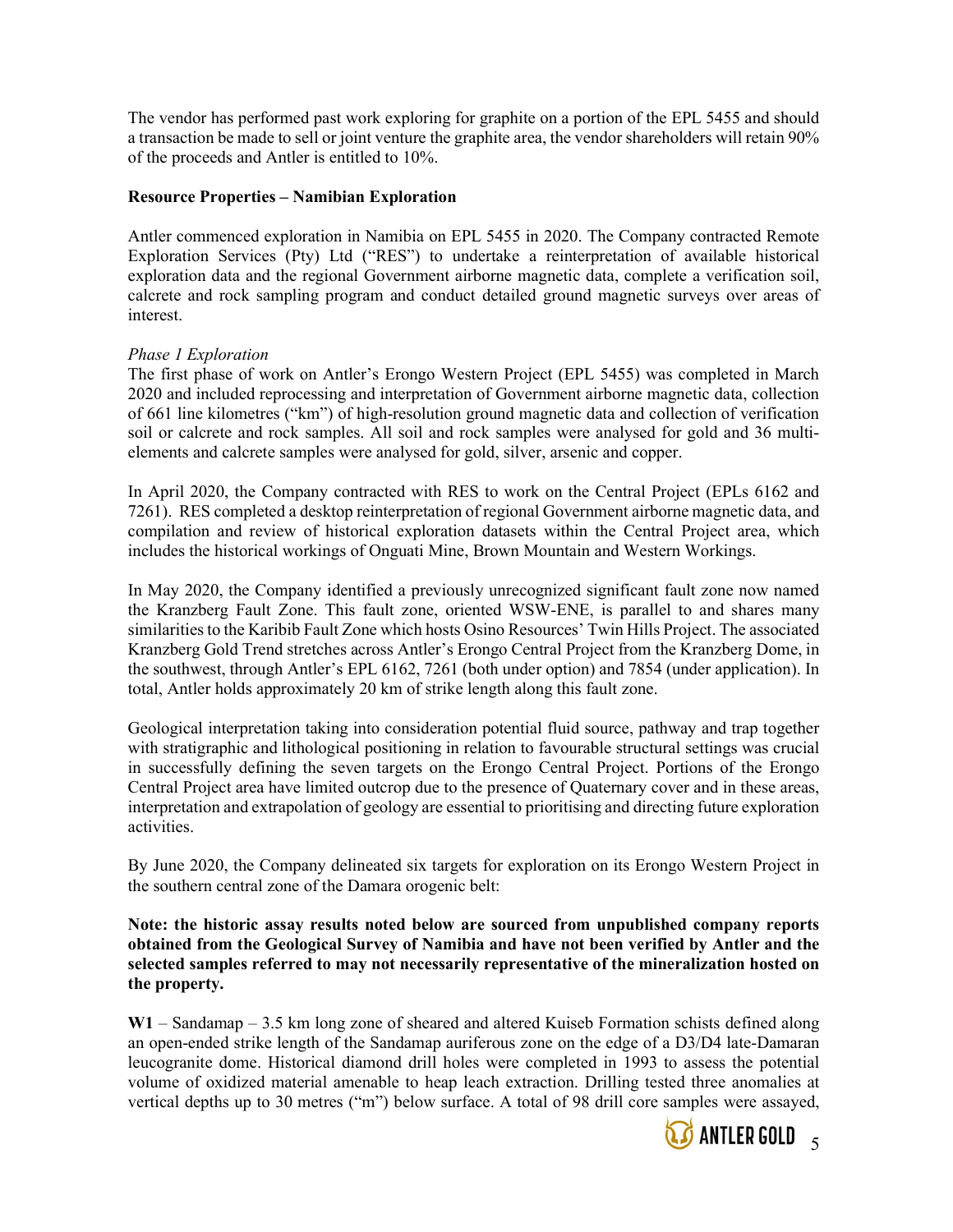The vendor has performed past work exploring for graphite on a portion of the EPL 5455 and should a transaction be made to sell or joint venture the graphite area, the vendor shareholders will retain 90% of the proceeds and Antler is entitled to 10%.

**Resource Properties – Namibian Exploration**

Antler commenced exploration in Namibia on EPL 5455 in 2020. The Company contracted Remote Exploration Services (Pty) Ltd ("RES") to undertake a reinterpretation of available historical exploration data and the regional Government airborne magnetic data, complete a verification soil, calcrete and rock sampling program and conduct detailed ground magnetic surveys over areas of interest.

*Phase 1 Exploration*

The first phase of work on Antler's Erongo Western Project (EPL 5455) was completed in March 2020 and included reprocessing and interpretation of Government airborne magnetic data, collection of 661 line kilometres ("km") of high-resolution ground magnetic data and collection of verification soil or calcrete and rock samples. All soil and rock samples were analysed for gold and 36 multi-elements and calcrete samples were analysed for gold, silver, arsenic and copper.

In April 2020, the Company contracted with RES to work on the Central Project (EPLs 6162 and 7261). RES completed a desktop reinterpretation of regional Government airborne magnetic data, and compilation and review of historical exploration datasets within the Central Project area, which includes the historical workings of Onguati Mine, Brown Mountain and Western Workings.

In May 2020, the Company identified a previously unrecognized significant fault zone now named the Kranzberg Fault Zone. This fault zone, oriented WSW-ENE, is parallel to and shares many similarities to the Karibib Fault Zone which hosts Osino Resources' Twin Hills Project. The associated Kranzberg Gold Trend stretches across Antler's Erongo Central Project from the Kranzberg Dome, in the southwest, through Antler's EPL 6162, 7261 (both under option) and 7854 (under application). In total, Antler holds approximately 20 km of strike length along this fault zone.

Geological interpretation taking into consideration potential fluid source, pathway and trap together with stratigraphic and lithological positioning in relation to favourable structural settings was crucial in successfully defining the seven targets on the Erongo Central Project. Portions of the Erongo Central Project area have limited outcrop due to the presence of Quaternary cover and in these areas, interpretation and extrapolation of geology are essential to prioritising and directing future exploration activities.

By June 2020, the Company delineated six targets for exploration on its Erongo Western Project in the southern central zone of the Damara orogenic belt:

**Note: the historic assay results noted below are sourced from unpublished company reports obtained from the Geological Survey of Namibia and have not been verified by Antler and the selected samples referred to may not necessarily representative of the mineralization hosted on the property.**

**W1** – Sandamap – 3.5 km long zone of sheared and altered Kuiseb Formation schists defined along an open-ended strike length of the Sandamap auriferous zone on the edge of a D3/D4 late-Damaran leucogranite dome. Historical diamond drill holes were completed in 1993 to assess the potential volume of oxidized material amenable to heap leach extraction. Drilling tested three anomalies at vertical depths up to 30 metres ("m") below surface. A total of 98 drill core samples were assayed,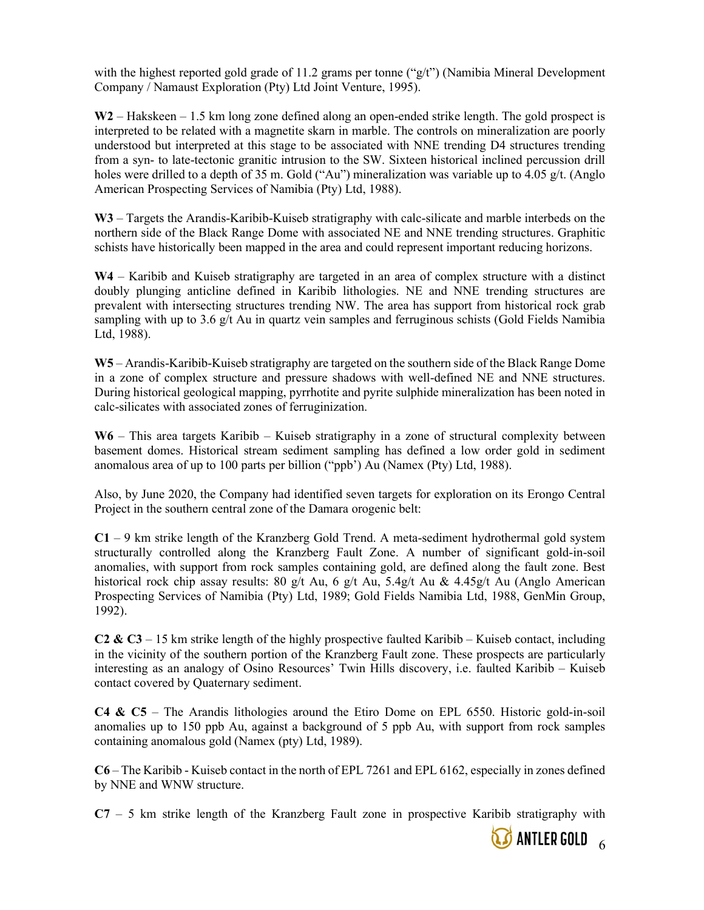with the highest reported gold grade of 11.2 grams per tonne ("g/t") (Namibia Mineral Development Company / Namaust Exploration (Pty) Ltd Joint Venture, 1995).

**W2** – Hakskeen – 1.5 km long zone defined along an open-ended strike length. The gold prospect is interpreted to be related with a magnetite skarn in marble. The controls on mineralization are poorly understood but interpreted at this stage to be associated with NNE trending D4 structures trending from a syn- to late-tectonic granitic intrusion to the SW. Sixteen historical inclined percussion drill holes were drilled to a depth of 35 m. Gold ("Au") mineralization was variable up to 4.05 g/t. (Anglo American Prospecting Services of Namibia (Pty) Ltd, 1988).

**W3** – Targets the Arandis-Karibib-Kuiseb stratigraphy with calc-silicate and marble interbeds on the northern side of the Black Range Dome with associated NE and NNE trending structures. Graphitic schists have historically been mapped in the area and could represent important reducing horizons.

**W4** – Karibib and Kuiseb stratigraphy are targeted in an area of complex structure with a distinct doubly plunging anticline defined in Karibib lithologies. NE and NNE trending structures are prevalent with intersecting structures trending NW. The area has support from historical rock grab sampling with up to 3.6 g/t Au in quartz vein samples and ferruginous schists (Gold Fields Namibia Ltd, 1988).

**W5** – Arandis-Karibib-Kuiseb stratigraphy are targeted on the southern side of the Black Range Dome in a zone of complex structure and pressure shadows with well-defined NE and NNE structures. During historical geological mapping, pyrrhotite and pyrite sulphide mineralization has been noted in calc-silicates with associated zones of ferruginization.

**W6** – This area targets Karibib – Kuiseb stratigraphy in a zone of structural complexity between basement domes. Historical stream sediment sampling has defined a low order gold in sediment anomalous area of up to 100 parts per billion ("ppb") Au (Namex (Pty) Ltd, 1988).

Also, by June 2020, the Company had identified seven targets for exploration on its Erongo Central Project in the southern central zone of the Damara orogenic belt:

**C1** – 9 km strike length of the Kranzberg Gold Trend. A meta-sediment hydrothermal gold system structurally controlled along the Kranzberg Fault Zone. A number of significant gold-in-soil anomalies, with support from rock samples containing gold, are defined along the fault zone. Best historical rock chip assay results: 80 g/t Au, 6 g/t Au, 5.4g/t Au & 4.45g/t Au (Anglo American Prospecting Services of Namibia (Pty) Ltd, 1989; Gold Fields Namibia Ltd, 1988, GenMin Group, 1992).

**C2 & C3** – 15 km strike length of the highly prospective faulted Karibib – Kuiseb contact, including in the vicinity of the southern portion of the Kranzberg Fault zone. These prospects are particularly interesting as an analogy of Osino Resources' Twin Hills discovery, i.e. faulted Karibib – Kuiseb contact covered by Quaternary sediment.

**C4 & C5** – The Arandis lithologies around the Etiro Dome on EPL 6550. Historic gold-in-soil anomalies up to 150 ppb Au, against a background of 5 ppb Au, with support from rock samples containing anomalous gold (Namex (pty) Ltd, 1989).

**C6** – The Karibib - Kuiseb contact in the north of EPL 7261 and EPL 6162, especially in zones defined by NNE and WNW structure.

**C7** – 5 km strike length of the Kranzberg Fault zone in prospective Karibib stratigraphy with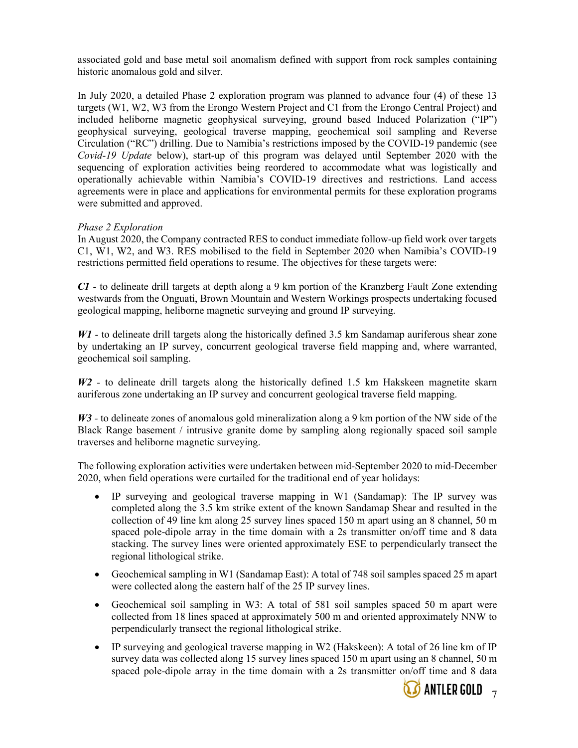associated gold and base metal soil anomalism defined with support from rock samples containing historic anomalous gold and silver.

In July 2020, a detailed Phase 2 exploration program was planned to advance four (4) of these 13 targets (W1, W2, W3 from the Erongo Western Project and C1 from the Erongo Central Project) and included heliborne magnetic geophysical surveying, ground based Induced Polarization ("IP") geophysical surveying, geological traverse mapping, geochemical soil sampling and Reverse Circulation ("RC") drilling. Due to Namibia's restrictions imposed by the COVID-19 pandemic (see *Covid-19 Update* below), start-up of this program was delayed until September 2020 with the sequencing of exploration activities being reordered to accommodate what was logistically and operationally achievable within Namibia's COVID-19 directives and restrictions. Land access agreements were in place and applications for environmental permits for these exploration programs were submitted and approved.

*Phase 2 Exploration*

In August 2020, the Company contracted RES to conduct immediate follow-up field work over targets C1, W1, W2, and W3. RES mobilised to the field in September 2020 when Namibia's COVID-19 restrictions permitted field operations to resume. The objectives for these targets were:

***C1*** - to delineate drill targets at depth along a 9 km portion of the Kranzberg Fault Zone extending westwards from the Onguati, Brown Mountain and Western Workings prospects undertaking focused geological mapping, heliborne magnetic surveying and ground IP surveying.

***W1*** - to delineate drill targets along the historically defined 3.5 km Sandamap auriferous shear zone by undertaking an IP survey, concurrent geological traverse field mapping and, where warranted, geochemical soil sampling.

***W2*** - to delineate drill targets along the historically defined 1.5 km Hakskeen magnetite skarn auriferous zone undertaking an IP survey and concurrent geological traverse field mapping.

***W3*** - to delineate zones of anomalous gold mineralization along a 9 km portion of the NW side of the Black Range basement / intrusive granite dome by sampling along regionally spaced soil sample traverses and heliborne magnetic surveying.

The following exploration activities were undertaken between mid-September 2020 to mid-December 2020, when field operations were curtailed for the traditional end of year holidays:

- IP surveying and geological traverse mapping in W1 (Sandamap): The IP survey was completed along the 3.5 km strike extent of the known Sandamap Shear and resulted in the collection of 49 line km along 25 survey lines spaced 150 m apart using an 8 channel, 50 m spaced pole-dipole array in the time domain with a 2s transmitter on/off time and 8 data stacking. The survey lines were oriented approximately ESE to perpendicularly transect the regional lithological strike.
- Geochemical sampling in W1 (Sandamap East): A total of 748 soil samples spaced 25 m apart were collected along the eastern half of the 25 IP survey lines.
- Geochemical soil sampling in W3: A total of 581 soil samples spaced 50 m apart were collected from 18 lines spaced at approximately 500 m and oriented approximately NNW to perpendicularly transect the regional lithological strike.
- IP surveying and geological traverse mapping in W2 (Hakskeen): A total of 26 line km of IP survey data was collected along 15 survey lines spaced 150 m apart using an 8 channel, 50 m spaced pole-dipole array in the time domain with a 2s transmitter on/off time and 8 data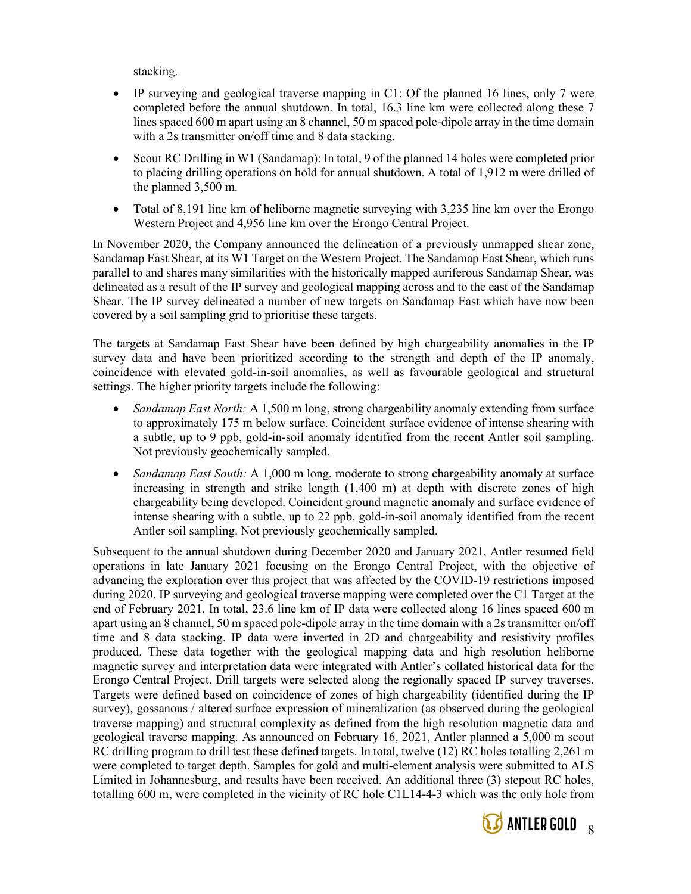stacking.

- IP surveying and geological traverse mapping in C1: Of the planned 16 lines, only 7 were completed before the annual shutdown. In total, 16.3 line km were collected along these 7 lines spaced 600 m apart using an 8 channel, 50 m spaced pole-dipole array in the time domain with a 2s transmitter on/off time and 8 data stacking.
- Scout RC Drilling in W1 (Sandamap): In total, 9 of the planned 14 holes were completed prior to placing drilling operations on hold for annual shutdown. A total of 1,912 m were drilled of the planned 3,500 m.
- Total of 8,191 line km of heliborne magnetic surveying with 3,235 line km over the Erongo Western Project and 4,956 line km over the Erongo Central Project.

In November 2020, the Company announced the delineation of a previously unmapped shear zone, Sandamap East Shear, at its W1 Target on the Western Project. The Sandamap East Shear, which runs parallel to and shares many similarities with the historically mapped auriferous Sandamap Shear, was delineated as a result of the IP survey and geological mapping across and to the east of the Sandamap Shear. The IP survey delineated a number of new targets on Sandamap East which have now been covered by a soil sampling grid to prioritise these targets.

The targets at Sandamap East Shear have been defined by high chargeability anomalies in the IP survey data and have been prioritized according to the strength and depth of the IP anomaly, coincidence with elevated gold-in-soil anomalies, as well as favourable geological and structural settings. The higher priority targets include the following:

- *Sandamap East North:* A 1,500 m long, strong chargeability anomaly extending from surface to approximately 175 m below surface. Coincident surface evidence of intense shearing with a subtle, up to 9 ppb, gold-in-soil anomaly identified from the recent Antler soil sampling. Not previously geochemically sampled.
- *Sandamap East South:* A 1,000 m long, moderate to strong chargeability anomaly at surface increasing in strength and strike length (1,400 m) at depth with discrete zones of high chargeability being developed. Coincident ground magnetic anomaly and surface evidence of intense shearing with a subtle, up to 22 ppb, gold-in-soil anomaly identified from the recent Antler soil sampling. Not previously geochemically sampled.

Subsequent to the annual shutdown during December 2020 and January 2021, Antler resumed field operations in late January 2021 focusing on the Erongo Central Project, with the objective of advancing the exploration over this project that was affected by the COVID-19 restrictions imposed during 2020. IP surveying and geological traverse mapping were completed over the C1 Target at the end of February 2021. In total, 23.6 line km of IP data were collected along 16 lines spaced 600 m apart using an 8 channel, 50 m spaced pole-dipole array in the time domain with a 2s transmitter on/off time and 8 data stacking. IP data were inverted in 2D and chargeability and resistivity profiles produced. These data together with the geological mapping data and high resolution heliborne magnetic survey and interpretation data were integrated with Antler's collated historical data for the Erongo Central Project. Drill targets were selected along the regionally spaced IP survey traverses. Targets were defined based on coincidence of zones of high chargeability (identified during the IP survey), gossanous / altered surface expression of mineralization (as observed during the geological traverse mapping) and structural complexity as defined from the high resolution magnetic data and geological traverse mapping. As announced on February 16, 2021, Antler planned a 5,000 m scout RC drilling program to drill test these defined targets. In total, twelve (12) RC holes totalling 2,261 m were completed to target depth. Samples for gold and multi-element analysis were submitted to ALS Limited in Johannesburg, and results have been received. An additional three (3) stepout RC holes, totalling 600 m, were completed in the vicinity of RC hole C1L14-4-3 which was the only hole from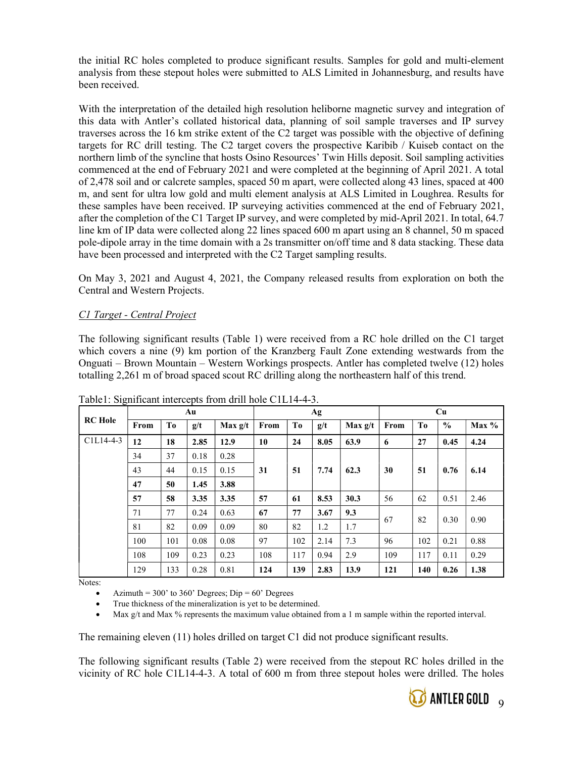the initial RC holes completed to produce significant results. Samples for gold and multi-element analysis from these stepout holes were submitted to ALS Limited in Johannesburg, and results have been received.

With the interpretation of the detailed high resolution heliborne magnetic survey and integration of this data with Antler's collated historical data, planning of soil sample traverses and IP survey traverses across the 16 km strike extent of the C2 target was possible with the objective of defining targets for RC drill testing. The C2 target covers the prospective Karibib / Kuiseb contact on the northern limb of the syncline that hosts Osino Resources' Twin Hills deposit. Soil sampling activities commenced at the end of February 2021 and were completed at the beginning of April 2021. A total of 2,478 soil and or calcrete samples, spaced 50 m apart, were collected along 43 lines, spaced at 400 m, and sent for ultra low gold and multi element analysis at ALS Limited in Loughrea. Results for these samples have been received. IP surveying activities commenced at the end of February 2021, after the completion of the C1 Target IP survey, and were completed by mid-April 2021. In total, 64.7 line km of IP data were collected along 22 lines spaced 600 m apart using an 8 channel, 50 m spaced pole-dipole array in the time domain with a 2s transmitter on/off time and 8 data stacking. These data have been processed and interpreted with the C2 Target sampling results.

On May 3, 2021 and August 4, 2021, the Company released results from exploration on both the Central and Western Projects.

*C1 Target - Central Project*

The following significant results (Table 1) were received from a RC hole drilled on the C1 target which covers a nine (9) km portion of the Kranzberg Fault Zone extending westwards from the Onguati – Brown Mountain – Western Workings prospects. Antler has completed twelve (12) holes totalling 2,261 m of broad spaced scout RC drilling along the northeastern half of this trend.

Table1: Significant intercepts from drill hole C1L14-4-3.

| RC Hole | Au | | | | Ag | | | | Cu | | | |
|---|---|---|---|---|---|---|---|---|---|---|---|---|
| | From | To | g/t | Max g/t | From | To | g/t | Max g/t | From | To | % | Max % |
| C1L14-4-3 | **12** | **18** | **2.85** | **12.9** | **10** | **24** | **8.05** | **63.9** | **6** | **27** | **0.45** | **4.24** |
| | 34 | 37 | 0.18 | 0.28 | **31** | **51** | **7.74** | **62.3** | **30** | **51** | **0.76** | **6.14** |
| | 43 | 44 | 0.15 | 0.15 | | | | | | | | |
| | **47** | **50** | **1.45** | **3.88** | | | | | | | | |
| | **57** | **58** | **3.35** | **3.35** | **57** | **61** | **8.53** | **30.3** | 56 | 62 | 0.51 | 2.46 |
| | 71 | 77 | 0.24 | 0.63 | **67** | **77** | **3.67** | **9.3** | 67 | 82 | 0.30 | 0.90 |
| | 81 | 82 | 0.09 | 0.09 | 80 | 82 | 1.2 | 1.7 | | | | |
| | 100 | 101 | 0.08 | 0.08 | 97 | 102 | 2.14 | 7.3 | 96 | 102 | 0.21 | 0.88 |
| | 108 | 109 | 0.23 | 0.23 | 108 | 117 | 0.94 | 2.9 | 109 | 117 | 0.11 | 0.29 |
| | 129 | 133 | 0.28 | 0.81 | **124** | **139** | **2.83** | **13.9** | **121** | **140** | **0.26** | **1.38** |

Notes:

- Azimuth = 300' to 360' Degrees; Dip = 60' Degrees
- True thickness of the mineralization is yet to be determined.
- Max g/t and Max % represents the maximum value obtained from a 1 m sample within the reported interval.

The remaining eleven (11) holes drilled on target C1 did not produce significant results.

The following significant results (Table 2) were received from the stepout RC holes drilled in the vicinity of RC hole C1L14-4-3. A total of 600 m from three stepout holes were drilled. The holes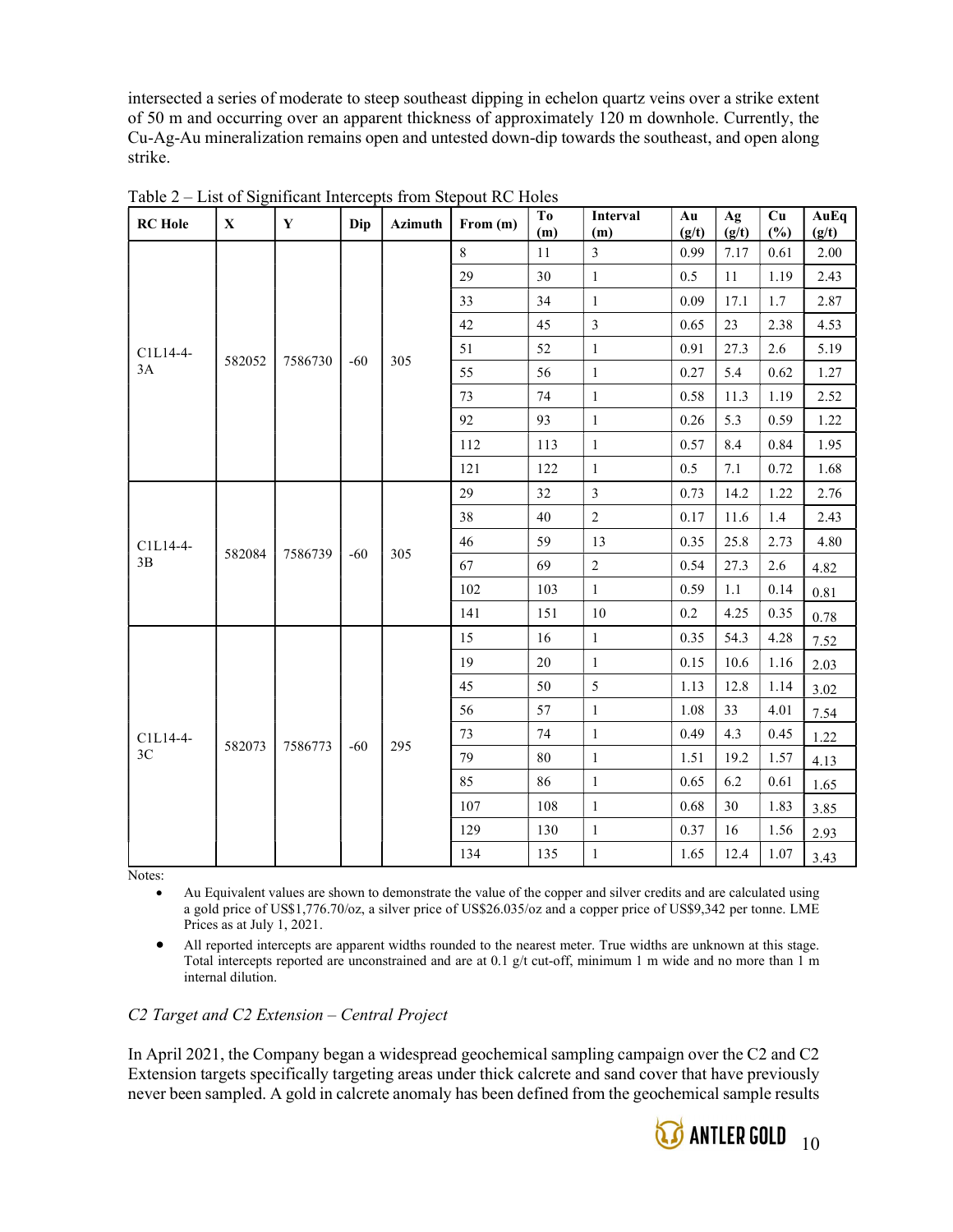intersected a series of moderate to steep southeast dipping in echelon quartz veins over a strike extent of 50 m and occurring over an apparent thickness of approximately 120 m downhole. Currently, the Cu-Ag-Au mineralization remains open and untested down-dip towards the southeast, and open along strike.

Table 2 – List of Significant Intercepts from Stepout RC Holes

| RC Hole | X | Y | Dip | Azimuth | From (m) | To (m) | Interval (m) | Au (g/t) | Ag (g/t) | Cu (%) | AuEq (g/t) |
|---|---|---|---|---|---|---|---|---|---|---|---|
| C1L14-4-3A | 582052 | 7586730 | -60 | 305 | 8 | 11 | 3 | 0.99 | 7.17 | 0.61 | 2.00 |
| | | | | | 29 | 30 | 1 | 0.5 | 11 | 1.19 | 2.43 |
| | | | | | 33 | 34 | 1 | 0.09 | 17.1 | 1.7 | 2.87 |
| | | | | | 42 | 45 | 3 | 0.65 | 23 | 2.38 | 4.53 |
| | | | | | 51 | 52 | 1 | 0.91 | 27.3 | 2.6 | 5.19 |
| | | | | | 55 | 56 | 1 | 0.27 | 5.4 | 0.62 | 1.27 |
| | | | | | 73 | 74 | 1 | 0.58 | 11.3 | 1.19 | 2.52 |
| | | | | | 92 | 93 | 1 | 0.26 | 5.3 | 0.59 | 1.22 |
| | | | | | 112 | 113 | 1 | 0.57 | 8.4 | 0.84 | 1.95 |
| | | | | | 121 | 122 | 1 | 0.5 | 7.1 | 0.72 | 1.68 |
| C1L14-4-3B | 582084 | 7586739 | -60 | 305 | 29 | 32 | 3 | 0.73 | 14.2 | 1.22 | 2.76 |
| | | | | | 38 | 40 | 2 | 0.17 | 11.6 | 1.4 | 2.43 |
| | | | | | 46 | 59 | 13 | 0.35 | 25.8 | 2.73 | 4.80 |
| | | | | | 67 | 69 | 2 | 0.54 | 27.3 | 2.6 | 4.82 |
| | | | | | 102 | 103 | 1 | 0.59 | 1.1 | 0.14 | 0.81 |
| | | | | | 141 | 151 | 10 | 0.2 | 4.25 | 0.35 | 0.78 |
| C1L14-4-3C | 582073 | 7586773 | -60 | 295 | 15 | 16 | 1 | 0.35 | 54.3 | 4.28 | 7.52 |
| | | | | | 19 | 20 | 1 | 0.15 | 10.6 | 1.16 | 2.03 |
| | | | | | 45 | 50 | 5 | 1.13 | 12.8 | 1.14 | 3.02 |
| | | | | | 56 | 57 | 1 | 1.08 | 33 | 4.01 | 7.54 |
| | | | | | 73 | 74 | 1 | 0.49 | 4.3 | 0.45 | 1.22 |
| | | | | | 79 | 80 | 1 | 1.51 | 19.2 | 1.57 | 4.13 |
| | | | | | 85 | 86 | 1 | 0.65 | 6.2 | 0.61 | 1.65 |
| | | | | | 107 | 108 | 1 | 0.68 | 30 | 1.83 | 3.85 |
| | | | | | 129 | 130 | 1 | 0.37 | 16 | 1.56 | 2.93 |
| | | | | | 134 | 135 | 1 | 1.65 | 12.4 | 1.07 | 3.43 |

Notes:

- Au Equivalent values are shown to demonstrate the value of the copper and silver credits and are calculated using a gold price of US$1,776.70/oz, a silver price of US$26.035/oz and a copper price of US$9,342 per tonne. LME Prices as at July 1, 2021.
- All reported intercepts are apparent widths rounded to the nearest meter. True widths are unknown at this stage. Total intercepts reported are unconstrained and are at 0.1 g/t cut-off, minimum 1 m wide and no more than 1 m internal dilution.

*C2 Target and C2 Extension – Central Project*

In April 2021, the Company began a widespread geochemical sampling campaign over the C2 and C2 Extension targets specifically targeting areas under thick calcrete and sand cover that have previously never been sampled. A gold in calcrete anomaly has been defined from the geochemical sample results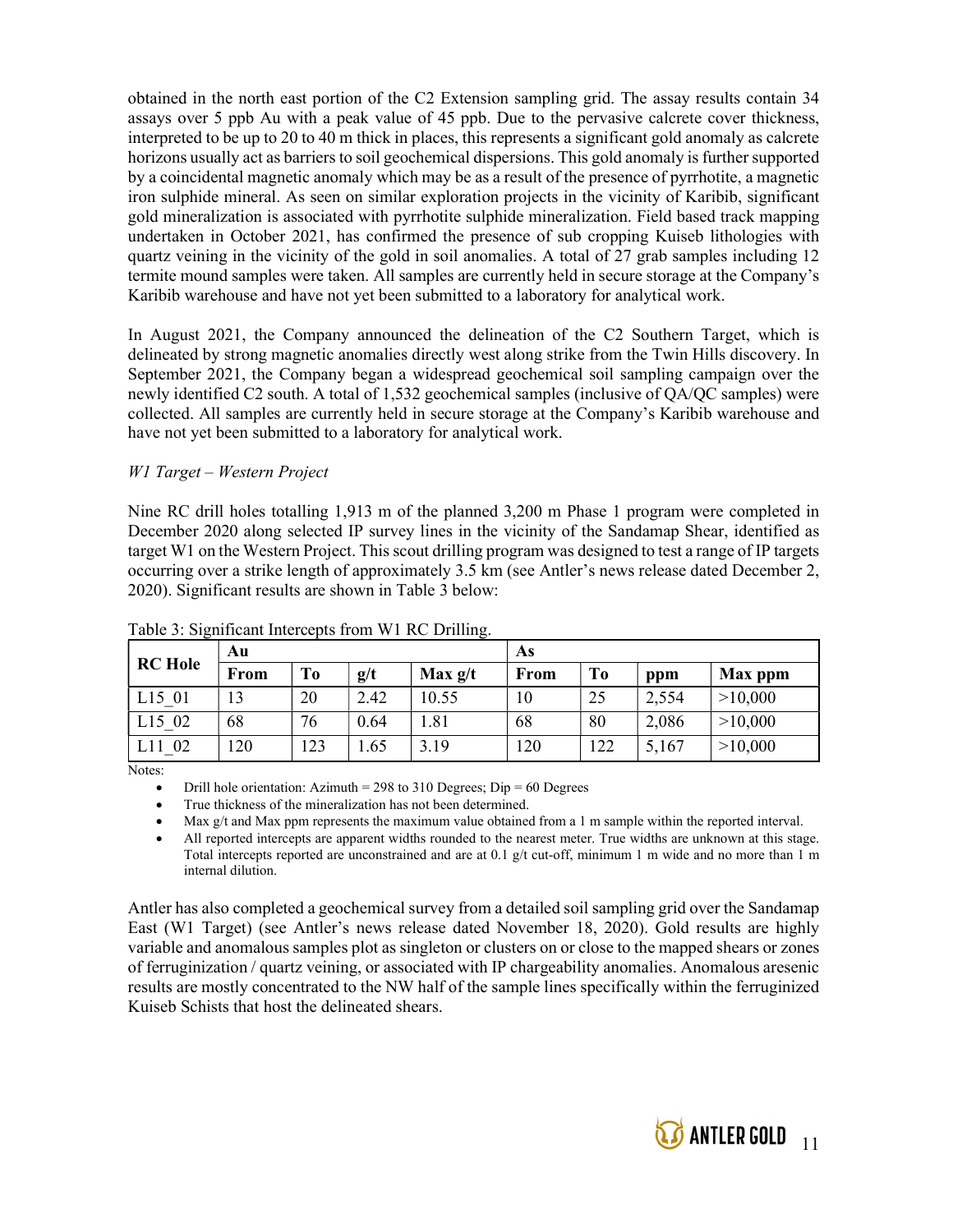obtained in the north east portion of the C2 Extension sampling grid. The assay results contain 34 assays over 5 ppb Au with a peak value of 45 ppb. Due to the pervasive calcrete cover thickness, interpreted to be up to 20 to 40 m thick in places, this represents a significant gold anomaly as calcrete horizons usually act as barriers to soil geochemical dispersions. This gold anomaly is further supported by a coincidental magnetic anomaly which may be as a result of the presence of pyrrhotite, a magnetic iron sulphide mineral. As seen on similar exploration projects in the vicinity of Karibib, significant gold mineralization is associated with pyrrhotite sulphide mineralization. Field based track mapping undertaken in October 2021, has confirmed the presence of sub cropping Kuiseb lithologies with quartz veining in the vicinity of the gold in soil anomalies. A total of 27 grab samples including 12 termite mound samples were taken. All samples are currently held in secure storage at the Company's Karibib warehouse and have not yet been submitted to a laboratory for analytical work.

In August 2021, the Company announced the delineation of the C2 Southern Target, which is delineated by strong magnetic anomalies directly west along strike from the Twin Hills discovery. In September 2021, the Company began a widespread geochemical soil sampling campaign over the newly identified C2 south. A total of 1,532 geochemical samples (inclusive of QA/QC samples) were collected. All samples are currently held in secure storage at the Company's Karibib warehouse and have not yet been submitted to a laboratory for analytical work.

*W1 Target – Western Project*

Nine RC drill holes totalling 1,913 m of the planned 3,200 m Phase 1 program were completed in December 2020 along selected IP survey lines in the vicinity of the Sandamap Shear, identified as target W1 on the Western Project. This scout drilling program was designed to test a range of IP targets occurring over a strike length of approximately 3.5 km (see Antler's news release dated December 2, 2020). Significant results are shown in Table 3 below:

Table 3: Significant Intercepts from W1 RC Drilling.

| RC Hole | Au | | | | As | | | |
|---|---|---|---|---|---|---|---|---|
| | **From** | **To** | **g/t** | **Max g/t** | **From** | **To** | **ppm** | **Max ppm** |
| L15_01 | 13 | 20 | 2.42 | 10.55 | 10 | 25 | 2,554 | >10,000 |
| L15_02 | 68 | 76 | 0.64 | 1.81 | 68 | 80 | 2,086 | >10,000 |
| L11_02 | 120 | 123 | 1.65 | 3.19 | 120 | 122 | 5,167 | >10,000 |

Notes:

- Drill hole orientation: Azimuth = 298 to 310 Degrees; Dip = 60 Degrees
- True thickness of the mineralization has not been determined.
- Max g/t and Max ppm represents the maximum value obtained from a 1 m sample within the reported interval.
- All reported intercepts are apparent widths rounded to the nearest meter. True widths are unknown at this stage. Total intercepts reported are unconstrained and are at 0.1 g/t cut-off, minimum 1 m wide and no more than 1 m internal dilution.

Antler has also completed a geochemical survey from a detailed soil sampling grid over the Sandamap East (W1 Target) (see Antler's news release dated November 18, 2020). Gold results are highly variable and anomalous samples plot as singleton or clusters on or close to the mapped shears or zones of ferruginization / quartz veining, or associated with IP chargeability anomalies. Anomalous aresenic results are mostly concentrated to the NW half of the sample lines specifically within the ferruginized Kuiseb Schists that host the delineated shears.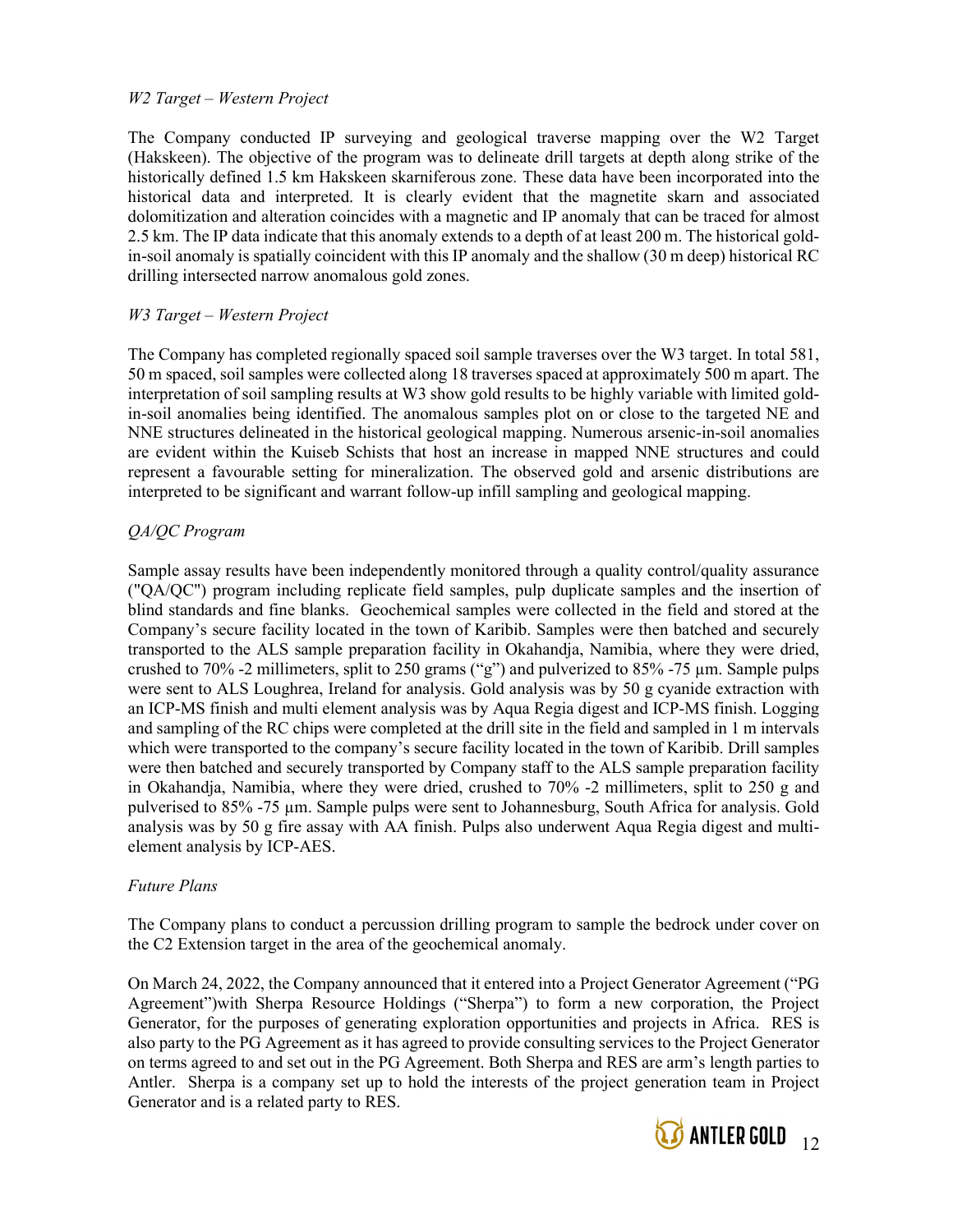*W2 Target – Western Project*

The Company conducted IP surveying and geological traverse mapping over the W2 Target (Hakskeen). The objective of the program was to delineate drill targets at depth along strike of the historically defined 1.5 km Hakskeen skarniferous zone. These data have been incorporated into the historical data and interpreted. It is clearly evident that the magnetite skarn and associated dolomitization and alteration coincides with a magnetic and IP anomaly that can be traced for almost 2.5 km. The IP data indicate that this anomaly extends to a depth of at least 200 m. The historical gold-in-soil anomaly is spatially coincident with this IP anomaly and the shallow (30 m deep) historical RC drilling intersected narrow anomalous gold zones.

*W3 Target – Western Project*

The Company has completed regionally spaced soil sample traverses over the W3 target. In total 581, 50 m spaced, soil samples were collected along 18 traverses spaced at approximately 500 m apart. The interpretation of soil sampling results at W3 show gold results to be highly variable with limited gold-in-soil anomalies being identified. The anomalous samples plot on or close to the targeted NE and NNE structures delineated in the historical geological mapping. Numerous arsenic-in-soil anomalies are evident within the Kuiseb Schists that host an increase in mapped NNE structures and could represent a favourable setting for mineralization. The observed gold and arsenic distributions are interpreted to be significant and warrant follow-up infill sampling and geological mapping.

*QA/QC Program*

Sample assay results have been independently monitored through a quality control/quality assurance ("QA/QC") program including replicate field samples, pulp duplicate samples and the insertion of blind standards and fine blanks. Geochemical samples were collected in the field and stored at the Company's secure facility located in the town of Karibib. Samples were then batched and securely transported to the ALS sample preparation facility in Okahandja, Namibia, where they were dried, crushed to 70% -2 millimeters, split to 250 grams ("g") and pulverized to 85% -75 µm. Sample pulps were sent to ALS Loughrea, Ireland for analysis. Gold analysis was by 50 g cyanide extraction with an ICP-MS finish and multi element analysis was by Aqua Regia digest and ICP-MS finish. Logging and sampling of the RC chips were completed at the drill site in the field and sampled in 1 m intervals which were transported to the company's secure facility located in the town of Karibib. Drill samples were then batched and securely transported by Company staff to the ALS sample preparation facility in Okahandja, Namibia, where they were dried, crushed to 70% -2 millimeters, split to 250 g and pulverised to 85% -75 µm. Sample pulps were sent to Johannesburg, South Africa for analysis. Gold analysis was by 50 g fire assay with AA finish. Pulps also underwent Aqua Regia digest and multi-element analysis by ICP-AES.

*Future Plans*

The Company plans to conduct a percussion drilling program to sample the bedrock under cover on the C2 Extension target in the area of the geochemical anomaly.

On March 24, 2022, the Company announced that it entered into a Project Generator Agreement ("PG Agreement")with Sherpa Resource Holdings ("Sherpa") to form a new corporation, the Project Generator, for the purposes of generating exploration opportunities and projects in Africa. RES is also party to the PG Agreement as it has agreed to provide consulting services to the Project Generator on terms agreed to and set out in the PG Agreement. Both Sherpa and RES are arm's length parties to Antler. Sherpa is a company set up to hold the interests of the project generation team in Project Generator and is a related party to RES.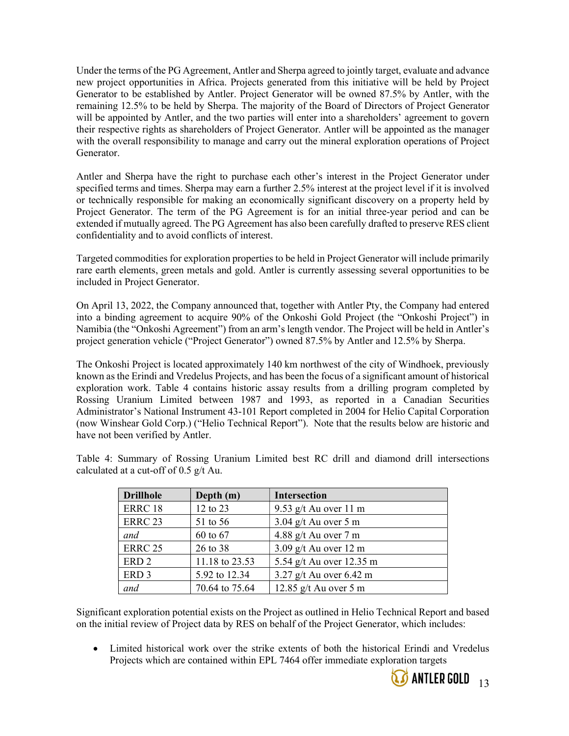Under the terms of the PG Agreement, Antler and Sherpa agreed to jointly target, evaluate and advance new project opportunities in Africa. Projects generated from this initiative will be held by Project Generator to be established by Antler. Project Generator will be owned 87.5% by Antler, with the remaining 12.5% to be held by Sherpa. The majority of the Board of Directors of Project Generator will be appointed by Antler, and the two parties will enter into a shareholders' agreement to govern their respective rights as shareholders of Project Generator. Antler will be appointed as the manager with the overall responsibility to manage and carry out the mineral exploration operations of Project Generator.

Antler and Sherpa have the right to purchase each other's interest in the Project Generator under specified terms and times. Sherpa may earn a further 2.5% interest at the project level if it is involved or technically responsible for making an economically significant discovery on a property held by Project Generator. The term of the PG Agreement is for an initial three-year period and can be extended if mutually agreed. The PG Agreement has also been carefully drafted to preserve RES client confidentiality and to avoid conflicts of interest.

Targeted commodities for exploration properties to be held in Project Generator will include primarily rare earth elements, green metals and gold. Antler is currently assessing several opportunities to be included in Project Generator.

On April 13, 2022, the Company announced that, together with Antler Pty, the Company had entered into a binding agreement to acquire 90% of the Onkoshi Gold Project (the "Onkoshi Project") in Namibia (the "Onkoshi Agreement") from an arm's length vendor. The Project will be held in Antler's project generation vehicle ("Project Generator") owned 87.5% by Antler and 12.5% by Sherpa.

The Onkoshi Project is located approximately 140 km northwest of the city of Windhoek, previously known as the Erindi and Vredelus Projects, and has been the focus of a significant amount of historical exploration work. Table 4 contains historic assay results from a drilling program completed by Rossing Uranium Limited between 1987 and 1993, as reported in a Canadian Securities Administrator's National Instrument 43-101 Report completed in 2004 for Helio Capital Corporation (now Winshear Gold Corp.) ("Helio Technical Report"). Note that the results below are historic and have not been verified by Antler.

Table 4: Summary of Rossing Uranium Limited best RC drill and diamond drill intersections calculated at a cut-off of 0.5 g/t Au.

| **Drillhole** | **Depth (m)** | **Intersection** |
|---|---|---|
| ERRC 18 | 12 to 23 | 9.53 g/t Au over 11 m |
| ERRC 23 | 51 to 56 | 3.04 g/t Au over 5 m |
| *and* | 60 to 67 | 4.88 g/t Au over 7 m |
| ERRC 25 | 26 to 38 | 3.09 g/t Au over 12 m |
| ERD 2 | 11.18 to 23.53 | 5.54 g/t Au over 12.35 m |
| ERD 3 | 5.92 to 12.34 | 3.27 g/t Au over 6.42 m |
| *and* | 70.64 to 75.64 | 12.85 g/t Au over 5 m |

Significant exploration potential exists on the Project as outlined in Helio Technical Report and based on the initial review of Project data by RES on behalf of the Project Generator, which includes:

- Limited historical work over the strike extents of both the historical Erindi and Vredelus Projects which are contained within EPL 7464 offer immediate exploration targets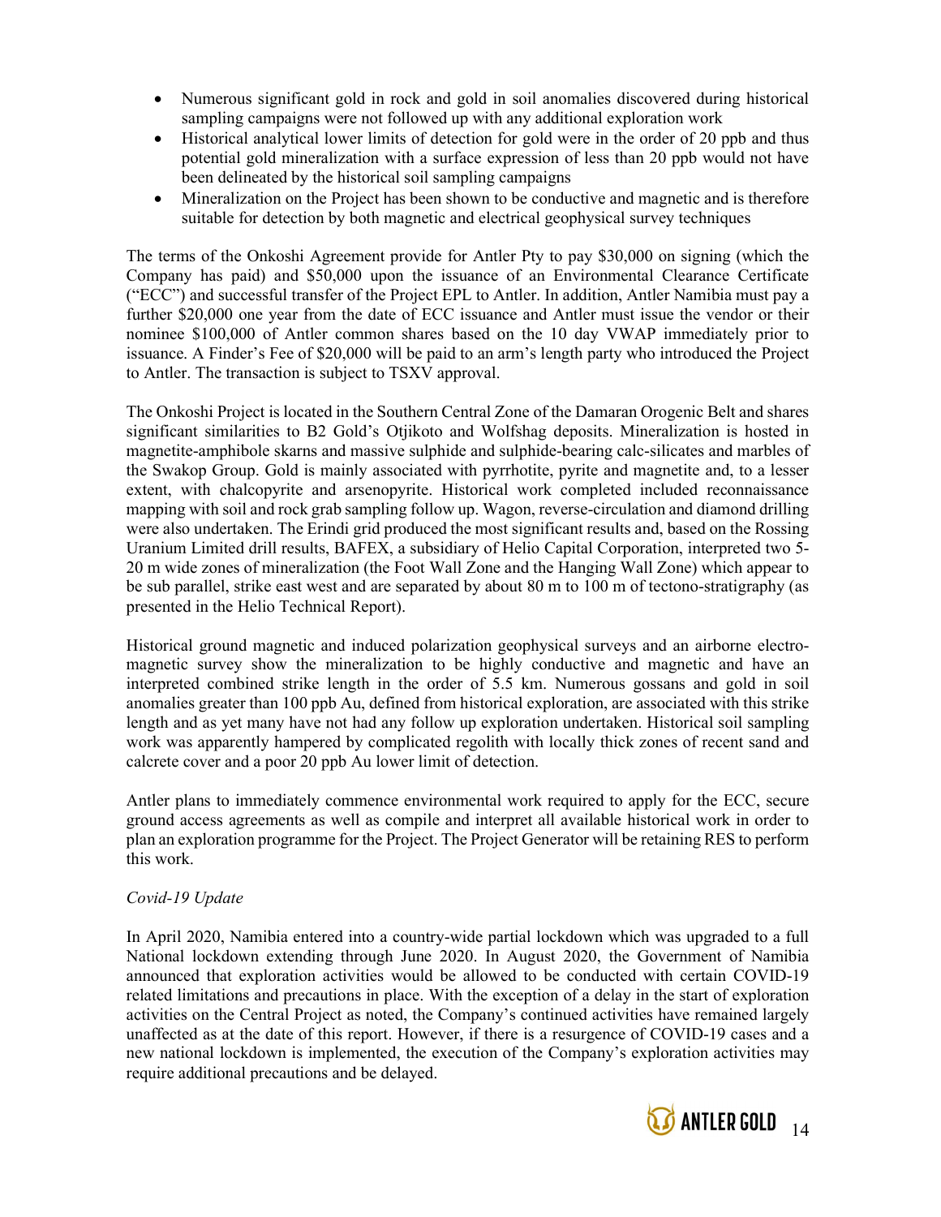- Numerous significant gold in rock and gold in soil anomalies discovered during historical sampling campaigns were not followed up with any additional exploration work
- Historical analytical lower limits of detection for gold were in the order of 20 ppb and thus potential gold mineralization with a surface expression of less than 20 ppb would not have been delineated by the historical soil sampling campaigns
- Mineralization on the Project has been shown to be conductive and magnetic and is therefore suitable for detection by both magnetic and electrical geophysical survey techniques

The terms of the Onkoshi Agreement provide for Antler Pty to pay $30,000 on signing (which the Company has paid) and $50,000 upon the issuance of an Environmental Clearance Certificate ("ECC") and successful transfer of the Project EPL to Antler. In addition, Antler Namibia must pay a further $20,000 one year from the date of ECC issuance and Antler must issue the vendor or their nominee $100,000 of Antler common shares based on the 10 day VWAP immediately prior to issuance. A Finder's Fee of $20,000 will be paid to an arm's length party who introduced the Project to Antler. The transaction is subject to TSXV approval.

The Onkoshi Project is located in the Southern Central Zone of the Damaran Orogenic Belt and shares significant similarities to B2 Gold's Otjikoto and Wolfshag deposits. Mineralization is hosted in magnetite-amphibole skarns and massive sulphide and sulphide-bearing calc-silicates and marbles of the Swakop Group. Gold is mainly associated with pyrrhotite, pyrite and magnetite and, to a lesser extent, with chalcopyrite and arsenopyrite. Historical work completed included reconnaissance mapping with soil and rock grab sampling follow up. Wagon, reverse-circulation and diamond drilling were also undertaken. The Erindi grid produced the most significant results and, based on the Rossing Uranium Limited drill results, BAFEX, a subsidiary of Helio Capital Corporation, interpreted two 5-20 m wide zones of mineralization (the Foot Wall Zone and the Hanging Wall Zone) which appear to be sub parallel, strike east west and are separated by about 80 m to 100 m of tectono-stratigraphy (as presented in the Helio Technical Report).

Historical ground magnetic and induced polarization geophysical surveys and an airborne electro-magnetic survey show the mineralization to be highly conductive and magnetic and have an interpreted combined strike length in the order of 5.5 km. Numerous gossans and gold in soil anomalies greater than 100 ppb Au, defined from historical exploration, are associated with this strike length and as yet many have not had any follow up exploration undertaken. Historical soil sampling work was apparently hampered by complicated regolith with locally thick zones of recent sand and calcrete cover and a poor 20 ppb Au lower limit of detection.

Antler plans to immediately commence environmental work required to apply for the ECC, secure ground access agreements as well as compile and interpret all available historical work in order to plan an exploration programme for the Project. The Project Generator will be retaining RES to perform this work.

*Covid-19 Update*

In April 2020, Namibia entered into a country-wide partial lockdown which was upgraded to a full National lockdown extending through June 2020. In August 2020, the Government of Namibia announced that exploration activities would be allowed to be conducted with certain COVID-19 related limitations and precautions in place. With the exception of a delay in the start of exploration activities on the Central Project as noted, the Company's continued activities have remained largely unaffected as at the date of this report. However, if there is a resurgence of COVID-19 cases and a new national lockdown is implemented, the execution of the Company's exploration activities may require additional precautions and be delayed.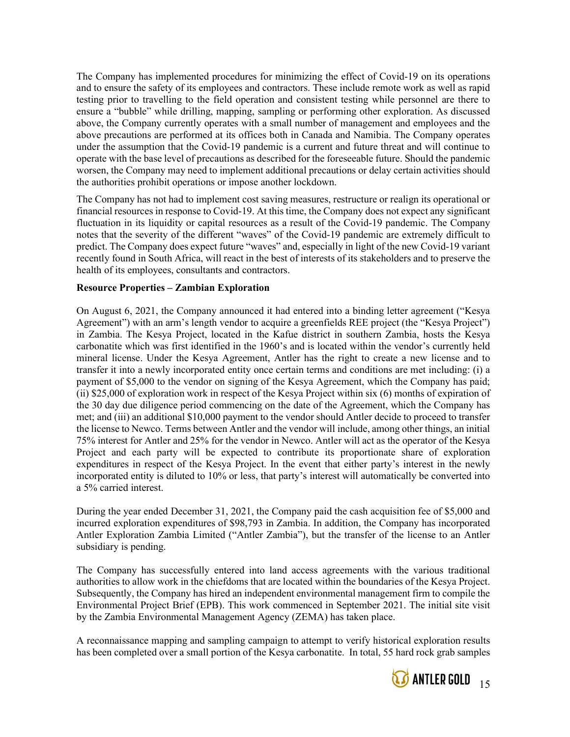The Company has implemented procedures for minimizing the effect of Covid-19 on its operations and to ensure the safety of its employees and contractors. These include remote work as well as rapid testing prior to travelling to the field operation and consistent testing while personnel are there to ensure a "bubble" while drilling, mapping, sampling or performing other exploration. As discussed above, the Company currently operates with a small number of management and employees and the above precautions are performed at its offices both in Canada and Namibia. The Company operates under the assumption that the Covid-19 pandemic is a current and future threat and will continue to operate with the base level of precautions as described for the foreseeable future. Should the pandemic worsen, the Company may need to implement additional precautions or delay certain activities should the authorities prohibit operations or impose another lockdown.

The Company has not had to implement cost saving measures, restructure or realign its operational or financial resources in response to Covid-19. At this time, the Company does not expect any significant fluctuation in its liquidity or capital resources as a result of the Covid-19 pandemic. The Company notes that the severity of the different "waves" of the Covid-19 pandemic are extremely difficult to predict. The Company does expect future "waves" and, especially in light of the new Covid-19 variant recently found in South Africa, will react in the best of interests of its stakeholders and to preserve the health of its employees, consultants and contractors.

**Resource Properties – Zambian Exploration**

On August 6, 2021, the Company announced it had entered into a binding letter agreement ("Kesya Agreement") with an arm's length vendor to acquire a greenfields REE project (the "Kesya Project") in Zambia. The Kesya Project, located in the Kafue district in southern Zambia, hosts the Kesya carbonatite which was first identified in the 1960's and is located within the vendor's currently held mineral license. Under the Kesya Agreement, Antler has the right to create a new license and to transfer it into a newly incorporated entity once certain terms and conditions are met including: (i) a payment of $5,000 to the vendor on signing of the Kesya Agreement, which the Company has paid; (ii) $25,000 of exploration work in respect of the Kesya Project within six (6) months of expiration of the 30 day due diligence period commencing on the date of the Agreement, which the Company has met; and (iii) an additional $10,000 payment to the vendor should Antler decide to proceed to transfer the license to Newco. Terms between Antler and the vendor will include, among other things, an initial 75% interest for Antler and 25% for the vendor in Newco. Antler will act as the operator of the Kesya Project and each party will be expected to contribute its proportionate share of exploration expenditures in respect of the Kesya Project. In the event that either party's interest in the newly incorporated entity is diluted to 10% or less, that party's interest will automatically be converted into a 5% carried interest.

During the year ended December 31, 2021, the Company paid the cash acquisition fee of $5,000 and incurred exploration expenditures of $98,793 in Zambia. In addition, the Company has incorporated Antler Exploration Zambia Limited ("Antler Zambia"), but the transfer of the license to an Antler subsidiary is pending.

The Company has successfully entered into land access agreements with the various traditional authorities to allow work in the chiefdoms that are located within the boundaries of the Kesya Project. Subsequently, the Company has hired an independent environmental management firm to compile the Environmental Project Brief (EPB). This work commenced in September 2021. The initial site visit by the Zambia Environmental Management Agency (ZEMA) has taken place.

A reconnaissance mapping and sampling campaign to attempt to verify historical exploration results has been completed over a small portion of the Kesya carbonatite. In total, 55 hard rock grab samples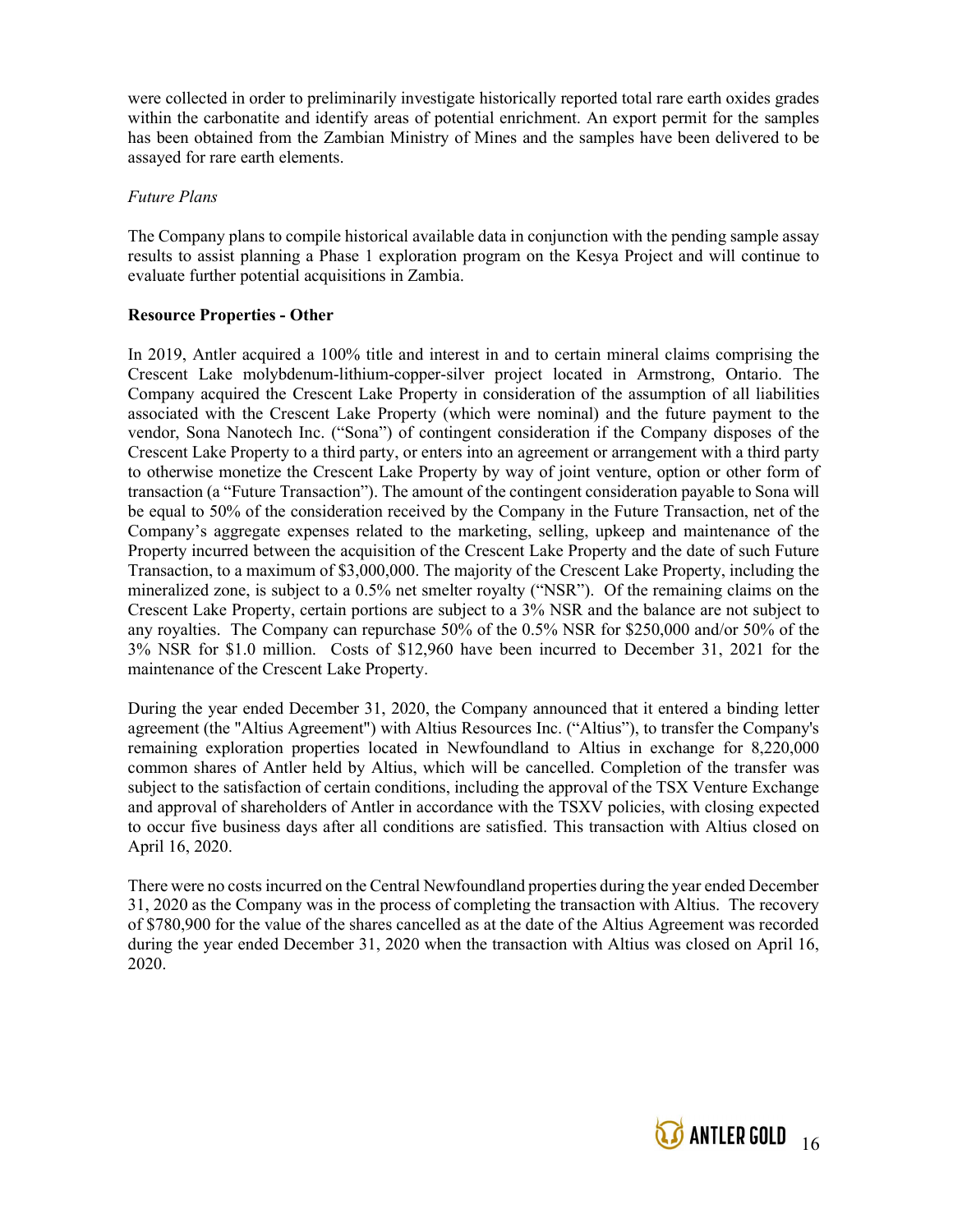were collected in order to preliminarily investigate historically reported total rare earth oxides grades within the carbonatite and identify areas of potential enrichment. An export permit for the samples has been obtained from the Zambian Ministry of Mines and the samples have been delivered to be assayed for rare earth elements.

*Future Plans*

The Company plans to compile historical available data in conjunction with the pending sample assay results to assist planning a Phase 1 exploration program on the Kesya Project and will continue to evaluate further potential acquisitions in Zambia.

**Resource Properties - Other**

In 2019, Antler acquired a 100% title and interest in and to certain mineral claims comprising the Crescent Lake molybdenum-lithium-copper-silver project located in Armstrong, Ontario. The Company acquired the Crescent Lake Property in consideration of the assumption of all liabilities associated with the Crescent Lake Property (which were nominal) and the future payment to the vendor, Sona Nanotech Inc. ("Sona") of contingent consideration if the Company disposes of the Crescent Lake Property to a third party, or enters into an agreement or arrangement with a third party to otherwise monetize the Crescent Lake Property by way of joint venture, option or other form of transaction (a "Future Transaction"). The amount of the contingent consideration payable to Sona will be equal to 50% of the consideration received by the Company in the Future Transaction, net of the Company's aggregate expenses related to the marketing, selling, upkeep and maintenance of the Property incurred between the acquisition of the Crescent Lake Property and the date of such Future Transaction, to a maximum of $3,000,000. The majority of the Crescent Lake Property, including the mineralized zone, is subject to a 0.5% net smelter royalty ("NSR"). Of the remaining claims on the Crescent Lake Property, certain portions are subject to a 3% NSR and the balance are not subject to any royalties. The Company can repurchase 50% of the 0.5% NSR for $250,000 and/or 50% of the 3% NSR for $1.0 million. Costs of $12,960 have been incurred to December 31, 2021 for the maintenance of the Crescent Lake Property.

During the year ended December 31, 2020, the Company announced that it entered a binding letter agreement (the "Altius Agreement") with Altius Resources Inc. ("Altius"), to transfer the Company's remaining exploration properties located in Newfoundland to Altius in exchange for 8,220,000 common shares of Antler held by Altius, which will be cancelled. Completion of the transfer was subject to the satisfaction of certain conditions, including the approval of the TSX Venture Exchange and approval of shareholders of Antler in accordance with the TSXV policies, with closing expected to occur five business days after all conditions are satisfied. This transaction with Altius closed on April 16, 2020.

There were no costs incurred on the Central Newfoundland properties during the year ended December 31, 2020 as the Company was in the process of completing the transaction with Altius. The recovery of $780,900 for the value of the shares cancelled as at the date of the Altius Agreement was recorded during the year ended December 31, 2020 when the transaction with Altius was closed on April 16, 2020.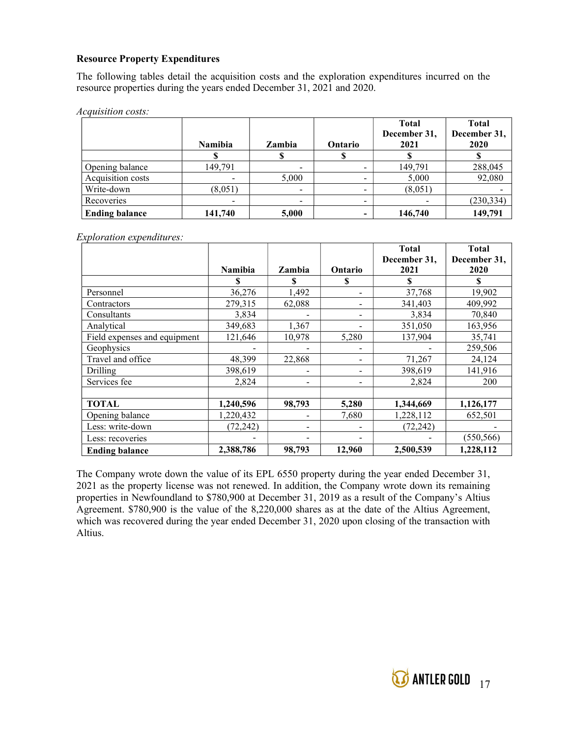**Resource Property Expenditures**

The following tables detail the acquisition costs and the exploration expenditures incurred on the resource properties during the years ended December 31, 2021 and 2020.

*Acquisition costs:*

| | Namibia | Zambia | Ontario | Total December 31, 2021 | Total December 31, 2020 |
|---|---|---|---|---|---|
| | $ | $ | $ | $ | $ |
| Opening balance | 149,791 | - | - | 149,791 | 288,045 |
| Acquisition costs | - | 5,000 | - | 5,000 | 92,080 |
| Write-down | (8,051) | - | - | (8,051) | - |
| Recoveries | - | - | - | - | (230,334) |
| **Ending balance** | **141,740** | **5,000** | **-** | **146,740** | **149,791** |

*Exploration expenditures:*

| | Namibia | Zambia | Ontario | Total December 31, 2021 | Total December 31, 2020 |
|---|---|---|---|---|---|
| | $ | $ | $ | $ | $ |
| Personnel | 36,276 | 1,492 | - | 37,768 | 19,902 |
| Contractors | 279,315 | 62,088 | - | 341,403 | 409,992 |
| Consultants | 3,834 | - | - | 3,834 | 70,840 |
| Analytical | 349,683 | 1,367 | - | 351,050 | 163,956 |
| Field expenses and equipment | 121,646 | 10,978 | 5,280 | 137,904 | 35,741 |
| Geophysics | - | - | - | - | 259,506 |
| Travel and office | 48,399 | 22,868 | - | 71,267 | 24,124 |
| Drilling | 398,619 | - | - | 398,619 | 141,916 |
| Services fee | 2,824 | - | - | 2,824 | 200 |
| | | | | | |
| **TOTAL** | **1,240,596** | **98,793** | **5,280** | **1,344,669** | **1,126,177** |
| Opening balance | 1,220,432 | - | 7,680 | 1,228,112 | 652,501 |
| Less: write-down | (72,242) | - | - | (72,242) | - |
| Less: recoveries | - | - | - | - | (550,566) |
| **Ending balance** | **2,388,786** | **98,793** | **12,960** | **2,500,539** | **1,228,112** |

The Company wrote down the value of its EPL 6550 property during the year ended December 31, 2021 as the property license was not renewed. In addition, the Company wrote down its remaining properties in Newfoundland to $780,900 at December 31, 2019 as a result of the Company's Altius Agreement. $780,900 is the value of the 8,220,000 shares as at the date of the Altius Agreement, which was recovered during the year ended December 31, 2020 upon closing of the transaction with Altius.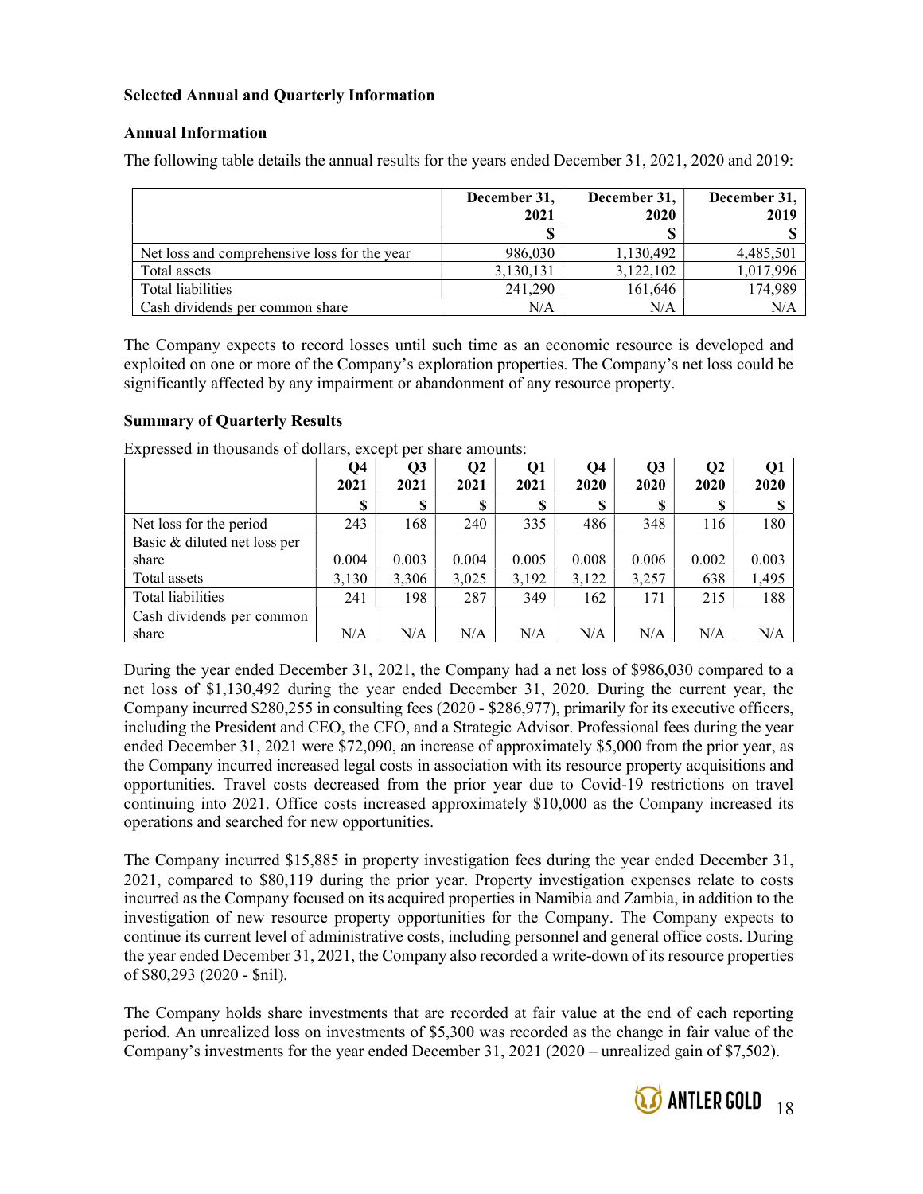**Selected Annual and Quarterly Information**

**Annual Information**

The following table details the annual results for the years ended December 31, 2021, 2020 and 2019:

| | December 31, 2021 | December 31, 2020 | December 31, 2019 |
|---|---|---|---|
| | $ | $ | $ |
| Net loss and comprehensive loss for the year | 986,030 | 1,130,492 | 4,485,501 |
| Total assets | 3,130,131 | 3,122,102 | 1,017,996 |
| Total liabilities | 241,290 | 161,646 | 174,989 |
| Cash dividends per common share | N/A | N/A | N/A |

The Company expects to record losses until such time as an economic resource is developed and exploited on one or more of the Company's exploration properties. The Company's net loss could be significantly affected by any impairment or abandonment of any resource property.

**Summary of Quarterly Results**

Expressed in thousands of dollars, except per share amounts:

| | Q4 2021 | Q3 2021 | Q2 2021 | Q1 2021 | Q4 2020 | Q3 2020 | Q2 2020 | Q1 2020 |
|---|---|---|---|---|---|---|---|---|
| | $ | $ | $ | $ | $ | $ | $ | $ |
| Net loss for the period | 243 | 168 | 240 | 335 | 486 | 348 | 116 | 180 |
| Basic & diluted net loss per share | 0.004 | 0.003 | 0.004 | 0.005 | 0.008 | 0.006 | 0.002 | 0.003 |
| Total assets | 3,130 | 3,306 | 3,025 | 3,192 | 3,122 | 3,257 | 638 | 1,495 |
| Total liabilities | 241 | 198 | 287 | 349 | 162 | 171 | 215 | 188 |
| Cash dividends per common share | N/A | N/A | N/A | N/A | N/A | N/A | N/A | N/A |

During the year ended December 31, 2021, the Company had a net loss of $986,030 compared to a net loss of $1,130,492 during the year ended December 31, 2020. During the current year, the Company incurred $280,255 in consulting fees (2020 - $286,977), primarily for its executive officers, including the President and CEO, the CFO, and a Strategic Advisor. Professional fees during the year ended December 31, 2021 were $72,090, an increase of approximately $5,000 from the prior year, as the Company incurred increased legal costs in association with its resource property acquisitions and opportunities. Travel costs decreased from the prior year due to Covid-19 restrictions on travel continuing into 2021. Office costs increased approximately $10,000 as the Company increased its operations and searched for new opportunities.

The Company incurred $15,885 in property investigation fees during the year ended December 31, 2021, compared to $80,119 during the prior year. Property investigation expenses relate to costs incurred as the Company focused on its acquired properties in Namibia and Zambia, in addition to the investigation of new resource property opportunities for the Company. The Company expects to continue its current level of administrative costs, including personnel and general office costs. During the year ended December 31, 2021, the Company also recorded a write-down of its resource properties of $80,293 (2020 - $nil).

The Company holds share investments that are recorded at fair value at the end of each reporting period. An unrealized loss on investments of $5,300 was recorded as the change in fair value of the Company's investments for the year ended December 31, 2021 (2020 – unrealized gain of $7,502).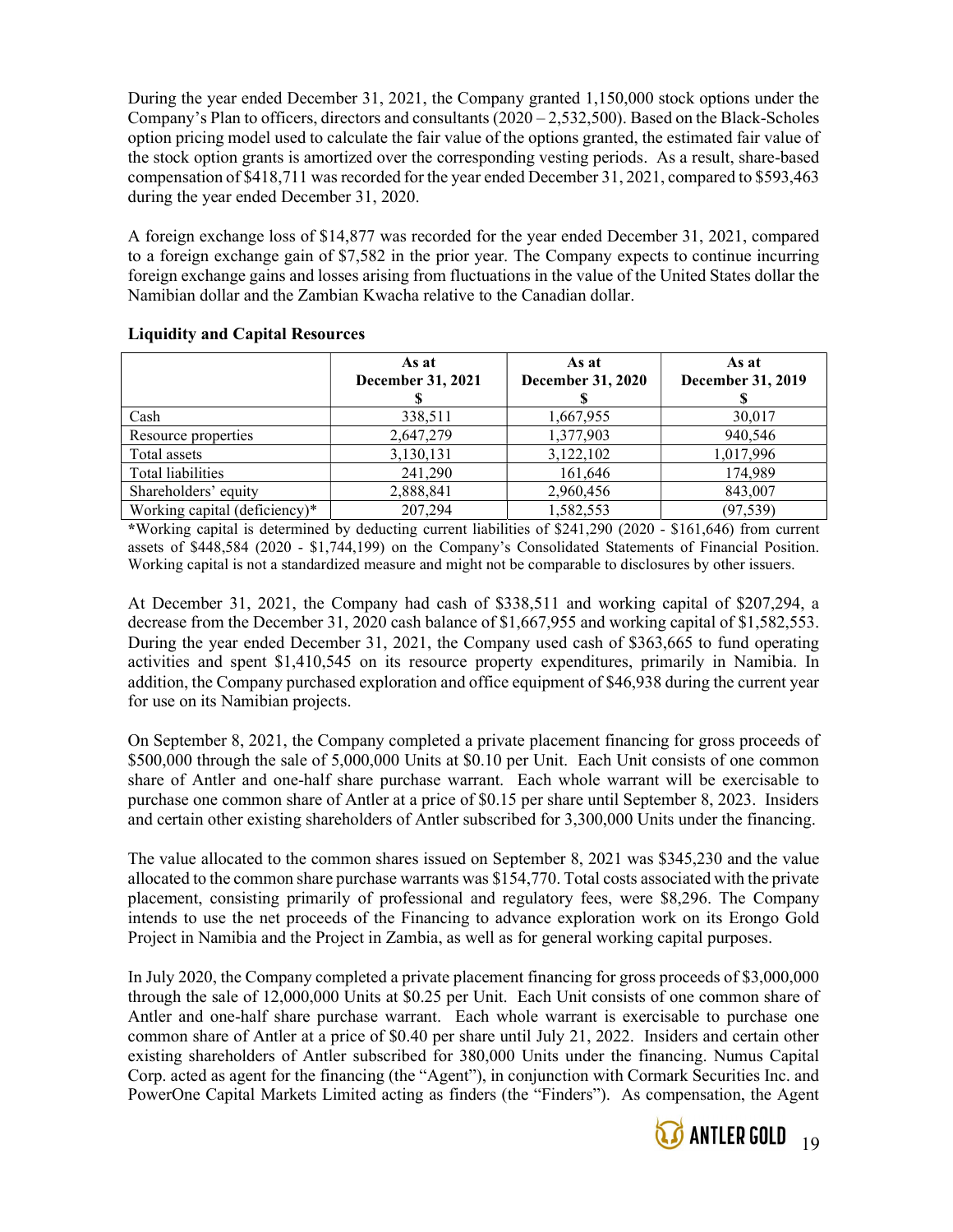During the year ended December 31, 2021, the Company granted 1,150,000 stock options under the Company's Plan to officers, directors and consultants (2020 – 2,532,500). Based on the Black-Scholes option pricing model used to calculate the fair value of the options granted, the estimated fair value of the stock option grants is amortized over the corresponding vesting periods. As a result, share-based compensation of $418,711 was recorded for the year ended December 31, 2021, compared to $593,463 during the year ended December 31, 2020.

A foreign exchange loss of $14,877 was recorded for the year ended December 31, 2021, compared to a foreign exchange gain of $7,582 in the prior year. The Company expects to continue incurring foreign exchange gains and losses arising from fluctuations in the value of the United States dollar the Namibian dollar and the Zambian Kwacha relative to the Canadian dollar.

**Liquidity and Capital Resources**

| | As at December 31, 2021 $ | As at December 31, 2020 $ | As at December 31, 2019 $ |
|---|---|---|---|
| Cash | 338,511 | 1,667,955 | 30,017 |
| Resource properties | 2,647,279 | 1,377,903 | 940,546 |
| Total assets | 3,130,131 | 3,122,102 | 1,017,996 |
| Total liabilities | 241,290 | 161,646 | 174,989 |
| Shareholders' equity | 2,888,841 | 2,960,456 | 843,007 |
| Working capital (deficiency)* | 207,294 | 1,582,553 | (97,539) |

*Working capital is determined by deducting current liabilities of $241,290 (2020 - $161,646) from current assets of $448,584 (2020 - $1,744,199) on the Company's Consolidated Statements of Financial Position. Working capital is not a standardized measure and might not be comparable to disclosures by other issuers.

At December 31, 2021, the Company had cash of $338,511 and working capital of $207,294, a decrease from the December 31, 2020 cash balance of $1,667,955 and working capital of $1,582,553. During the year ended December 31, 2021, the Company used cash of $363,665 to fund operating activities and spent $1,410,545 on its resource property expenditures, primarily in Namibia. In addition, the Company purchased exploration and office equipment of $46,938 during the current year for use on its Namibian projects.

On September 8, 2021, the Company completed a private placement financing for gross proceeds of $500,000 through the sale of 5,000,000 Units at $0.10 per Unit. Each Unit consists of one common share of Antler and one-half share purchase warrant. Each whole warrant will be exercisable to purchase one common share of Antler at a price of $0.15 per share until September 8, 2023. Insiders and certain other existing shareholders of Antler subscribed for 3,300,000 Units under the financing.

The value allocated to the common shares issued on September 8, 2021 was $345,230 and the value allocated to the common share purchase warrants was $154,770. Total costs associated with the private placement, consisting primarily of professional and regulatory fees, were $8,296. The Company intends to use the net proceeds of the Financing to advance exploration work on its Erongo Gold Project in Namibia and the Project in Zambia, as well as for general working capital purposes.

In July 2020, the Company completed a private placement financing for gross proceeds of $3,000,000 through the sale of 12,000,000 Units at $0.25 per Unit. Each Unit consists of one common share of Antler and one-half share purchase warrant. Each whole warrant is exercisable to purchase one common share of Antler at a price of $0.40 per share until July 21, 2022. Insiders and certain other existing shareholders of Antler subscribed for 380,000 Units under the financing. Numus Capital Corp. acted as agent for the financing (the "Agent"), in conjunction with Cormark Securities Inc. and PowerOne Capital Markets Limited acting as finders (the "Finders"). As compensation, the Agent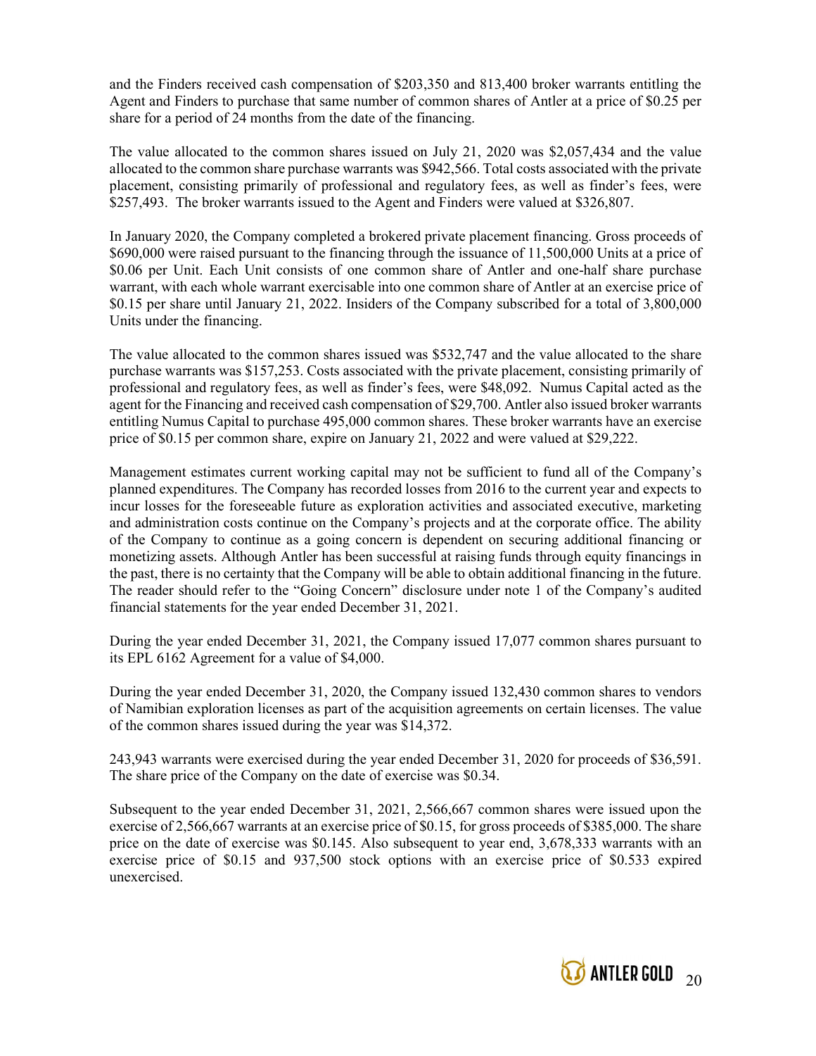and the Finders received cash compensation of $203,350 and 813,400 broker warrants entitling the Agent and Finders to purchase that same number of common shares of Antler at a price of $0.25 per share for a period of 24 months from the date of the financing.

The value allocated to the common shares issued on July 21, 2020 was $2,057,434 and the value allocated to the common share purchase warrants was $942,566. Total costs associated with the private placement, consisting primarily of professional and regulatory fees, as well as finder's fees, were $257,493. The broker warrants issued to the Agent and Finders were valued at $326,807.

In January 2020, the Company completed a brokered private placement financing. Gross proceeds of $690,000 were raised pursuant to the financing through the issuance of 11,500,000 Units at a price of $0.06 per Unit. Each Unit consists of one common share of Antler and one-half share purchase warrant, with each whole warrant exercisable into one common share of Antler at an exercise price of $0.15 per share until January 21, 2022. Insiders of the Company subscribed for a total of 3,800,000 Units under the financing.

The value allocated to the common shares issued was $532,747 and the value allocated to the share purchase warrants was $157,253. Costs associated with the private placement, consisting primarily of professional and regulatory fees, as well as finder's fees, were $48,092. Numus Capital acted as the agent for the Financing and received cash compensation of $29,700. Antler also issued broker warrants entitling Numus Capital to purchase 495,000 common shares. These broker warrants have an exercise price of $0.15 per common share, expire on January 21, 2022 and were valued at $29,222.

Management estimates current working capital may not be sufficient to fund all of the Company's planned expenditures. The Company has recorded losses from 2016 to the current year and expects to incur losses for the foreseeable future as exploration activities and associated executive, marketing and administration costs continue on the Company's projects and at the corporate office. The ability of the Company to continue as a going concern is dependent on securing additional financing or monetizing assets. Although Antler has been successful at raising funds through equity financings in the past, there is no certainty that the Company will be able to obtain additional financing in the future. The reader should refer to the "Going Concern" disclosure under note 1 of the Company's audited financial statements for the year ended December 31, 2021.

During the year ended December 31, 2021, the Company issued 17,077 common shares pursuant to its EPL 6162 Agreement for a value of $4,000.

During the year ended December 31, 2020, the Company issued 132,430 common shares to vendors of Namibian exploration licenses as part of the acquisition agreements on certain licenses. The value of the common shares issued during the year was $14,372.

243,943 warrants were exercised during the year ended December 31, 2020 for proceeds of $36,591. The share price of the Company on the date of exercise was $0.34.

Subsequent to the year ended December 31, 2021, 2,566,667 common shares were issued upon the exercise of 2,566,667 warrants at an exercise price of $0.15, for gross proceeds of $385,000. The share price on the date of exercise was $0.145. Also subsequent to year end, 3,678,333 warrants with an exercise price of $0.15 and 937,500 stock options with an exercise price of $0.533 expired unexercised.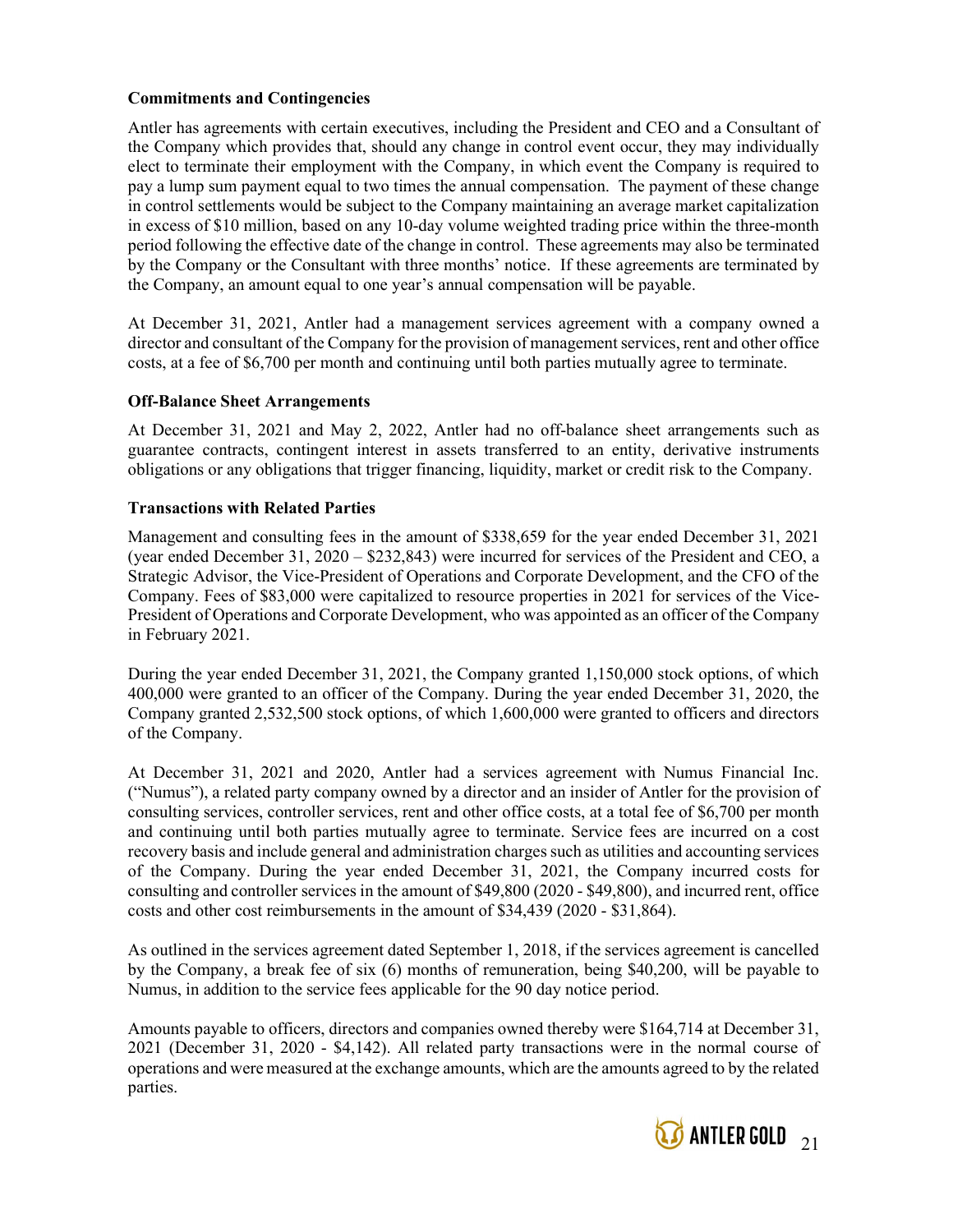## Commitments and Contingencies

Antler has agreements with certain executives, including the President and CEO and a Consultant of the Company which provides that, should any change in control event occur, they may individually elect to terminate their employment with the Company, in which event the Company is required to pay a lump sum payment equal to two times the annual compensation. The payment of these change in control settlements would be subject to the Company maintaining an average market capitalization in excess of $10 million, based on any 10-day volume weighted trading price within the three-month period following the effective date of the change in control. These agreements may also be terminated by the Company or the Consultant with three months' notice. If these agreements are terminated by the Company, an amount equal to one year's annual compensation will be payable.

At December 31, 2021, Antler had a management services agreement with a company owned a director and consultant of the Company for the provision of management services, rent and other office costs, at a fee of $6,700 per month and continuing until both parties mutually agree to terminate.

## Off-Balance Sheet Arrangements

At December 31, 2021 and May 2, 2022, Antler had no off-balance sheet arrangements such as guarantee contracts, contingent interest in assets transferred to an entity, derivative instruments obligations or any obligations that trigger financing, liquidity, market or credit risk to the Company.

## Transactions with Related Parties

Management and consulting fees in the amount of $338,659 for the year ended December 31, 2021 (year ended December 31, 2020 – $232,843) were incurred for services of the President and CEO, a Strategic Advisor, the Vice-President of Operations and Corporate Development, and the CFO of the Company. Fees of $83,000 were capitalized to resource properties in 2021 for services of the Vice-President of Operations and Corporate Development, who was appointed as an officer of the Company in February 2021.

During the year ended December 31, 2021, the Company granted 1,150,000 stock options, of which 400,000 were granted to an officer of the Company. During the year ended December 31, 2020, the Company granted 2,532,500 stock options, of which 1,600,000 were granted to officers and directors of the Company.

At December 31, 2021 and 2020, Antler had a services agreement with Numus Financial Inc. ("Numus"), a related party company owned by a director and an insider of Antler for the provision of consulting services, controller services, rent and other office costs, at a total fee of $6,700 per month and continuing until both parties mutually agree to terminate. Service fees are incurred on a cost recovery basis and include general and administration charges such as utilities and accounting services of the Company. During the year ended December 31, 2021, the Company incurred costs for consulting and controller services in the amount of $49,800 (2020 - $49,800), and incurred rent, office costs and other cost reimbursements in the amount of $34,439 (2020 - $31,864).

As outlined in the services agreement dated September 1, 2018, if the services agreement is cancelled by the Company, a break fee of six (6) months of remuneration, being $40,200, will be payable to Numus, in addition to the service fees applicable for the 90 day notice period.

Amounts payable to officers, directors and companies owned thereby were $164,714 at December 31, 2021 (December 31, 2020 - $4,142). All related party transactions were in the normal course of operations and were measured at the exchange amounts, which are the amounts agreed to by the related parties.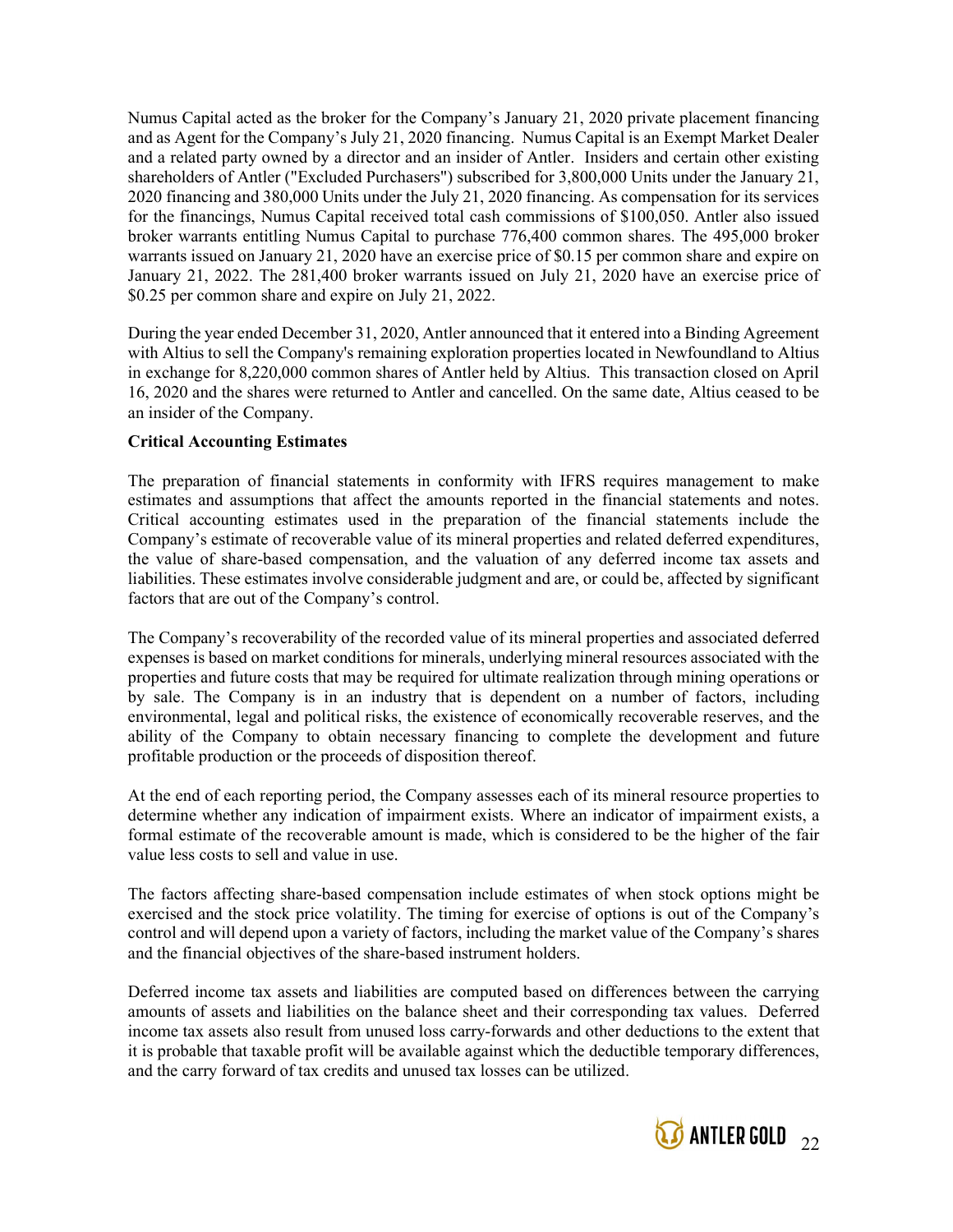Numus Capital acted as the broker for the Company's January 21, 2020 private placement financing and as Agent for the Company's July 21, 2020 financing. Numus Capital is an Exempt Market Dealer and a related party owned by a director and an insider of Antler. Insiders and certain other existing shareholders of Antler ("Excluded Purchasers") subscribed for 3,800,000 Units under the January 21, 2020 financing and 380,000 Units under the July 21, 2020 financing. As compensation for its services for the financings, Numus Capital received total cash commissions of $100,050. Antler also issued broker warrants entitling Numus Capital to purchase 776,400 common shares. The 495,000 broker warrants issued on January 21, 2020 have an exercise price of $0.15 per common share and expire on January 21, 2022. The 281,400 broker warrants issued on July 21, 2020 have an exercise price of $0.25 per common share and expire on July 21, 2022.

During the year ended December 31, 2020, Antler announced that it entered into a Binding Agreement with Altius to sell the Company's remaining exploration properties located in Newfoundland to Altius in exchange for 8,220,000 common shares of Antler held by Altius. This transaction closed on April 16, 2020 and the shares were returned to Antler and cancelled. On the same date, Altius ceased to be an insider of the Company.

**Critical Accounting Estimates**

The preparation of financial statements in conformity with IFRS requires management to make estimates and assumptions that affect the amounts reported in the financial statements and notes. Critical accounting estimates used in the preparation of the financial statements include the Company's estimate of recoverable value of its mineral properties and related deferred expenditures, the value of share-based compensation, and the valuation of any deferred income tax assets and liabilities. These estimates involve considerable judgment and are, or could be, affected by significant factors that are out of the Company's control.

The Company's recoverability of the recorded value of its mineral properties and associated deferred expenses is based on market conditions for minerals, underlying mineral resources associated with the properties and future costs that may be required for ultimate realization through mining operations or by sale. The Company is in an industry that is dependent on a number of factors, including environmental, legal and political risks, the existence of economically recoverable reserves, and the ability of the Company to obtain necessary financing to complete the development and future profitable production or the proceeds of disposition thereof.

At the end of each reporting period, the Company assesses each of its mineral resource properties to determine whether any indication of impairment exists. Where an indicator of impairment exists, a formal estimate of the recoverable amount is made, which is considered to be the higher of the fair value less costs to sell and value in use.

The factors affecting share-based compensation include estimates of when stock options might be exercised and the stock price volatility. The timing for exercise of options is out of the Company's control and will depend upon a variety of factors, including the market value of the Company's shares and the financial objectives of the share-based instrument holders.

Deferred income tax assets and liabilities are computed based on differences between the carrying amounts of assets and liabilities on the balance sheet and their corresponding tax values. Deferred income tax assets also result from unused loss carry-forwards and other deductions to the extent that it is probable that taxable profit will be available against which the deductible temporary differences, and the carry forward of tax credits and unused tax losses can be utilized.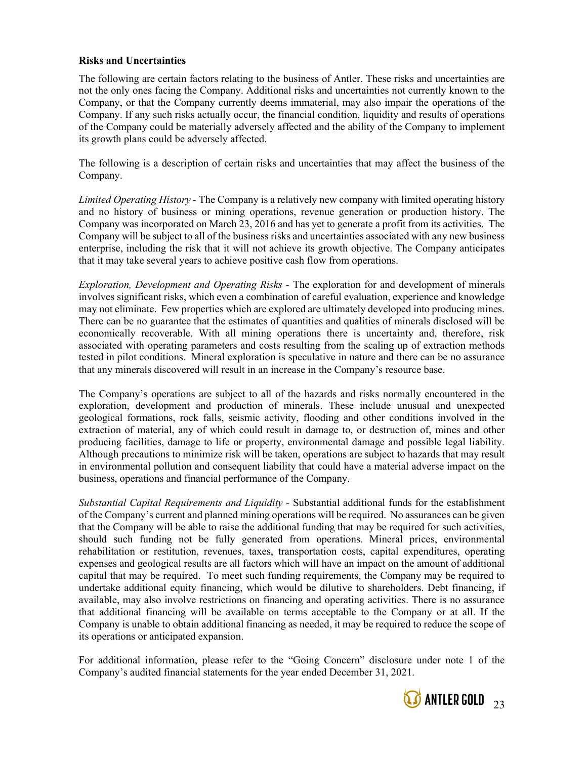**Risks and Uncertainties**

The following are certain factors relating to the business of Antler. These risks and uncertainties are not the only ones facing the Company. Additional risks and uncertainties not currently known to the Company, or that the Company currently deems immaterial, may also impair the operations of the Company. If any such risks actually occur, the financial condition, liquidity and results of operations of the Company could be materially adversely affected and the ability of the Company to implement its growth plans could be adversely affected.

The following is a description of certain risks and uncertainties that may affect the business of the Company.

*Limited Operating History* - The Company is a relatively new company with limited operating history and no history of business or mining operations, revenue generation or production history. The Company was incorporated on March 23, 2016 and has yet to generate a profit from its activities. The Company will be subject to all of the business risks and uncertainties associated with any new business enterprise, including the risk that it will not achieve its growth objective. The Company anticipates that it may take several years to achieve positive cash flow from operations.

*Exploration, Development and Operating Risks* - The exploration for and development of minerals involves significant risks, which even a combination of careful evaluation, experience and knowledge may not eliminate. Few properties which are explored are ultimately developed into producing mines. There can be no guarantee that the estimates of quantities and qualities of minerals disclosed will be economically recoverable. With all mining operations there is uncertainty and, therefore, risk associated with operating parameters and costs resulting from the scaling up of extraction methods tested in pilot conditions. Mineral exploration is speculative in nature and there can be no assurance that any minerals discovered will result in an increase in the Company's resource base.

The Company's operations are subject to all of the hazards and risks normally encountered in the exploration, development and production of minerals. These include unusual and unexpected geological formations, rock falls, seismic activity, flooding and other conditions involved in the extraction of material, any of which could result in damage to, or destruction of, mines and other producing facilities, damage to life or property, environmental damage and possible legal liability. Although precautions to minimize risk will be taken, operations are subject to hazards that may result in environmental pollution and consequent liability that could have a material adverse impact on the business, operations and financial performance of the Company.

*Substantial Capital Requirements and Liquidity* - Substantial additional funds for the establishment of the Company's current and planned mining operations will be required. No assurances can be given that the Company will be able to raise the additional funding that may be required for such activities, should such funding not be fully generated from operations. Mineral prices, environmental rehabilitation or restitution, revenues, taxes, transportation costs, capital expenditures, operating expenses and geological results are all factors which will have an impact on the amount of additional capital that may be required. To meet such funding requirements, the Company may be required to undertake additional equity financing, which would be dilutive to shareholders. Debt financing, if available, may also involve restrictions on financing and operating activities. There is no assurance that additional financing will be available on terms acceptable to the Company or at all. If the Company is unable to obtain additional financing as needed, it may be required to reduce the scope of its operations or anticipated expansion.

For additional information, please refer to the "Going Concern" disclosure under note 1 of the Company's audited financial statements for the year ended December 31, 2021.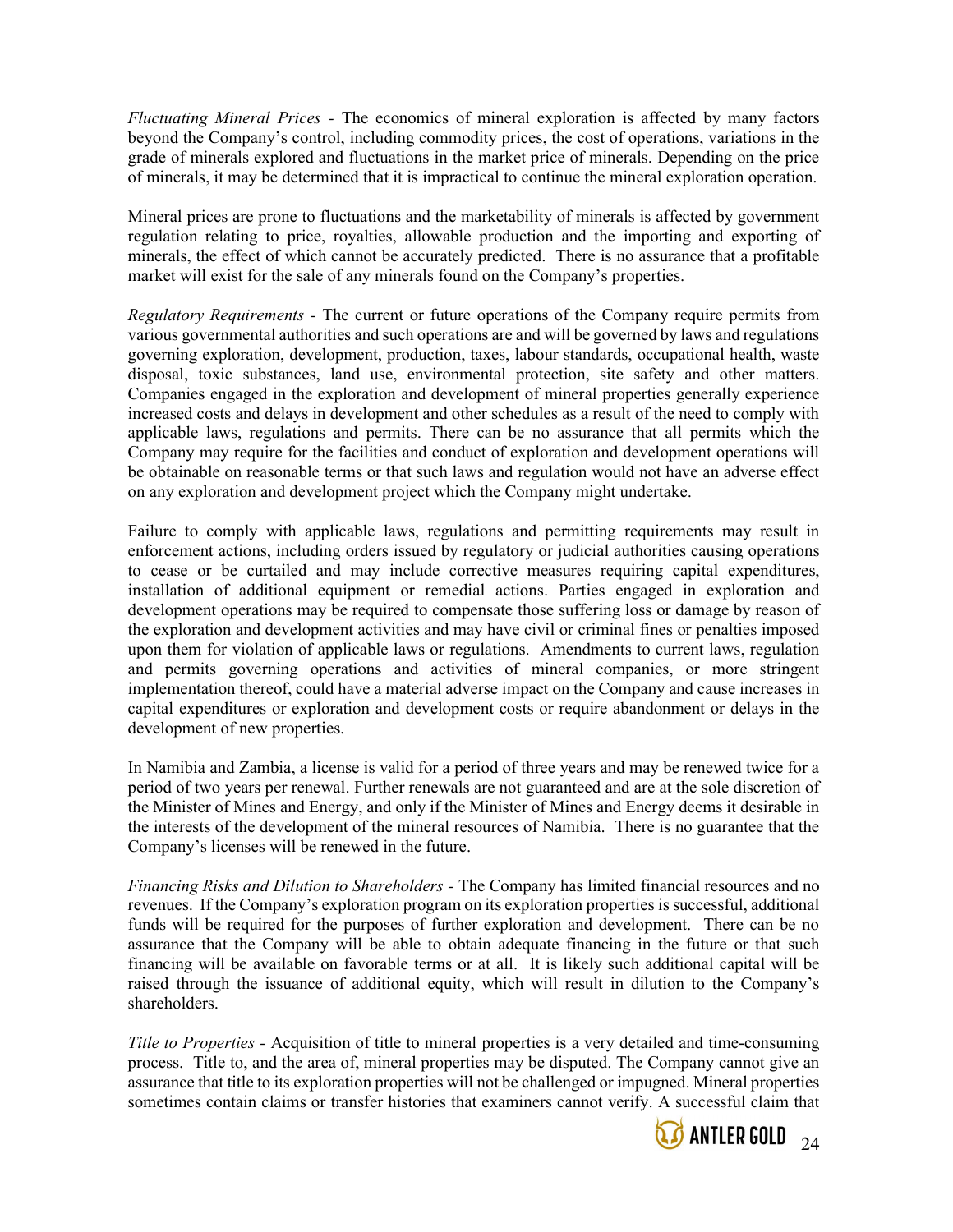*Fluctuating Mineral Prices* - The economics of mineral exploration is affected by many factors beyond the Company's control, including commodity prices, the cost of operations, variations in the grade of minerals explored and fluctuations in the market price of minerals. Depending on the price of minerals, it may be determined that it is impractical to continue the mineral exploration operation.

Mineral prices are prone to fluctuations and the marketability of minerals is affected by government regulation relating to price, royalties, allowable production and the importing and exporting of minerals, the effect of which cannot be accurately predicted. There is no assurance that a profitable market will exist for the sale of any minerals found on the Company's properties.

*Regulatory Requirements* - The current or future operations of the Company require permits from various governmental authorities and such operations are and will be governed by laws and regulations governing exploration, development, production, taxes, labour standards, occupational health, waste disposal, toxic substances, land use, environmental protection, site safety and other matters. Companies engaged in the exploration and development of mineral properties generally experience increased costs and delays in development and other schedules as a result of the need to comply with applicable laws, regulations and permits. There can be no assurance that all permits which the Company may require for the facilities and conduct of exploration and development operations will be obtainable on reasonable terms or that such laws and regulation would not have an adverse effect on any exploration and development project which the Company might undertake.

Failure to comply with applicable laws, regulations and permitting requirements may result in enforcement actions, including orders issued by regulatory or judicial authorities causing operations to cease or be curtailed and may include corrective measures requiring capital expenditures, installation of additional equipment or remedial actions. Parties engaged in exploration and development operations may be required to compensate those suffering loss or damage by reason of the exploration and development activities and may have civil or criminal fines or penalties imposed upon them for violation of applicable laws or regulations. Amendments to current laws, regulation and permits governing operations and activities of mineral companies, or more stringent implementation thereof, could have a material adverse impact on the Company and cause increases in capital expenditures or exploration and development costs or require abandonment or delays in the development of new properties.

In Namibia and Zambia, a license is valid for a period of three years and may be renewed twice for a period of two years per renewal. Further renewals are not guaranteed and are at the sole discretion of the Minister of Mines and Energy, and only if the Minister of Mines and Energy deems it desirable in the interests of the development of the mineral resources of Namibia. There is no guarantee that the Company's licenses will be renewed in the future.

*Financing Risks and Dilution to Shareholders* - The Company has limited financial resources and no revenues. If the Company's exploration program on its exploration properties is successful, additional funds will be required for the purposes of further exploration and development. There can be no assurance that the Company will be able to obtain adequate financing in the future or that such financing will be available on favorable terms or at all. It is likely such additional capital will be raised through the issuance of additional equity, which will result in dilution to the Company's shareholders.

*Title to Properties* - Acquisition of title to mineral properties is a very detailed and time-consuming process. Title to, and the area of, mineral properties may be disputed. The Company cannot give an assurance that title to its exploration properties will not be challenged or impugned. Mineral properties sometimes contain claims or transfer histories that examiners cannot verify. A successful claim that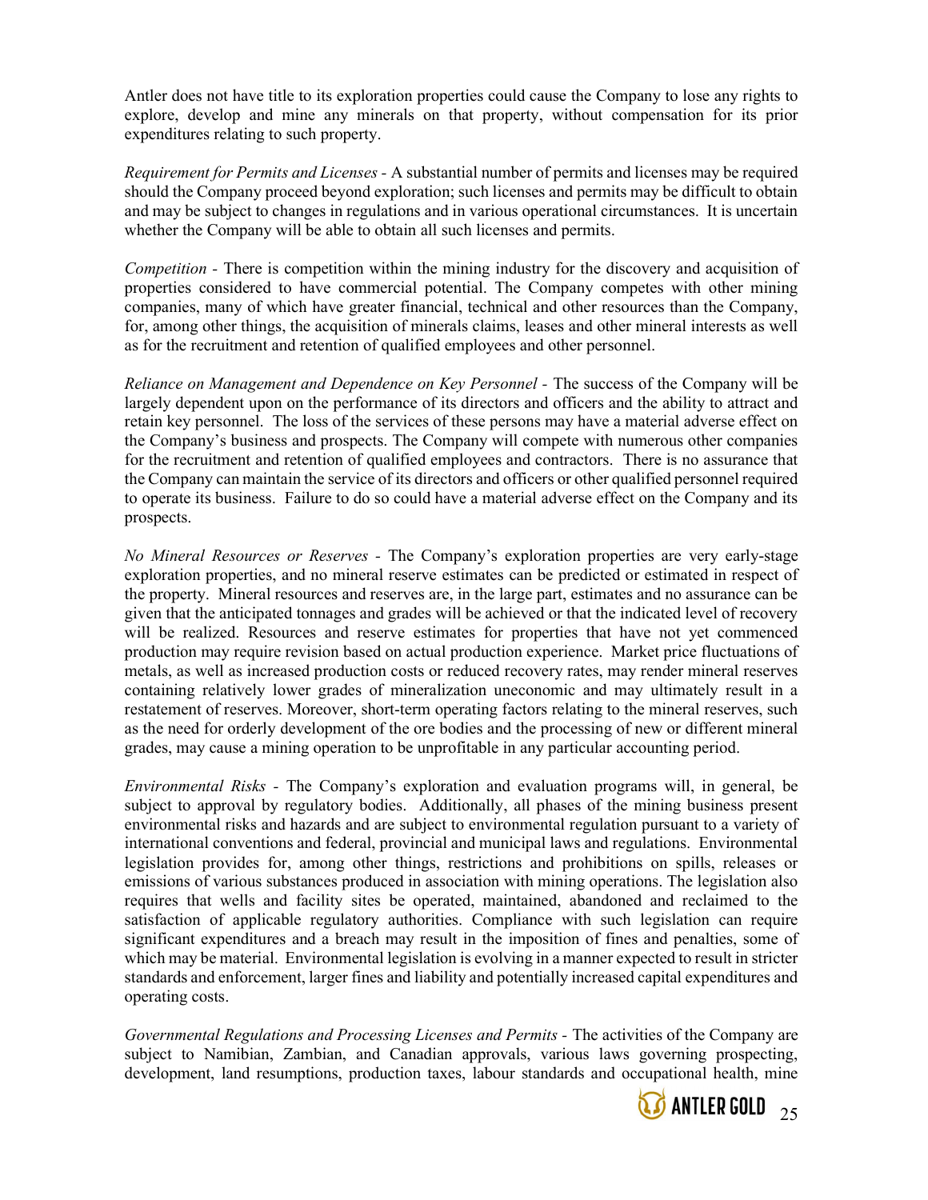Antler does not have title to its exploration properties could cause the Company to lose any rights to explore, develop and mine any minerals on that property, without compensation for its prior expenditures relating to such property.

*Requirement for Permits and Licenses* - A substantial number of permits and licenses may be required should the Company proceed beyond exploration; such licenses and permits may be difficult to obtain and may be subject to changes in regulations and in various operational circumstances. It is uncertain whether the Company will be able to obtain all such licenses and permits.

*Competition* - There is competition within the mining industry for the discovery and acquisition of properties considered to have commercial potential. The Company competes with other mining companies, many of which have greater financial, technical and other resources than the Company, for, among other things, the acquisition of minerals claims, leases and other mineral interests as well as for the recruitment and retention of qualified employees and other personnel.

*Reliance on Management and Dependence on Key Personnel* - The success of the Company will be largely dependent upon on the performance of its directors and officers and the ability to attract and retain key personnel. The loss of the services of these persons may have a material adverse effect on the Company's business and prospects. The Company will compete with numerous other companies for the recruitment and retention of qualified employees and contractors. There is no assurance that the Company can maintain the service of its directors and officers or other qualified personnel required to operate its business. Failure to do so could have a material adverse effect on the Company and its prospects.

*No Mineral Resources or Reserves* - The Company's exploration properties are very early-stage exploration properties, and no mineral reserve estimates can be predicted or estimated in respect of the property. Mineral resources and reserves are, in the large part, estimates and no assurance can be given that the anticipated tonnages and grades will be achieved or that the indicated level of recovery will be realized. Resources and reserve estimates for properties that have not yet commenced production may require revision based on actual production experience. Market price fluctuations of metals, as well as increased production costs or reduced recovery rates, may render mineral reserves containing relatively lower grades of mineralization uneconomic and may ultimately result in a restatement of reserves. Moreover, short-term operating factors relating to the mineral reserves, such as the need for orderly development of the ore bodies and the processing of new or different mineral grades, may cause a mining operation to be unprofitable in any particular accounting period.

*Environmental Risks* - The Company's exploration and evaluation programs will, in general, be subject to approval by regulatory bodies. Additionally, all phases of the mining business present environmental risks and hazards and are subject to environmental regulation pursuant to a variety of international conventions and federal, provincial and municipal laws and regulations. Environmental legislation provides for, among other things, restrictions and prohibitions on spills, releases or emissions of various substances produced in association with mining operations. The legislation also requires that wells and facility sites be operated, maintained, abandoned and reclaimed to the satisfaction of applicable regulatory authorities. Compliance with such legislation can require significant expenditures and a breach may result in the imposition of fines and penalties, some of which may be material. Environmental legislation is evolving in a manner expected to result in stricter standards and enforcement, larger fines and liability and potentially increased capital expenditures and operating costs.

*Governmental Regulations and Processing Licenses and Permits* - The activities of the Company are subject to Namibian, Zambian, and Canadian approvals, various laws governing prospecting, development, land resumptions, production taxes, labour standards and occupational health, mine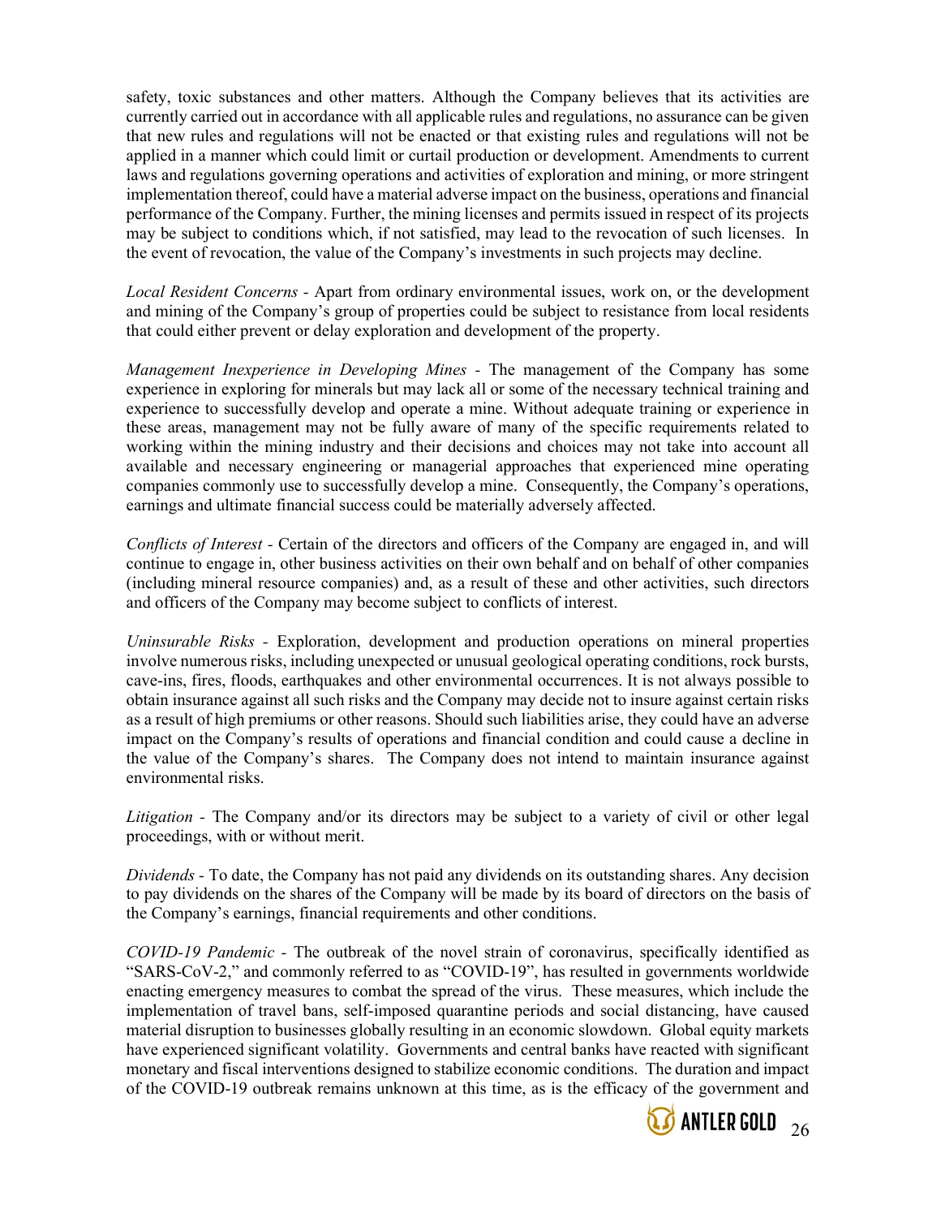safety, toxic substances and other matters. Although the Company believes that its activities are currently carried out in accordance with all applicable rules and regulations, no assurance can be given that new rules and regulations will not be enacted or that existing rules and regulations will not be applied in a manner which could limit or curtail production or development. Amendments to current laws and regulations governing operations and activities of exploration and mining, or more stringent implementation thereof, could have a material adverse impact on the business, operations and financial performance of the Company. Further, the mining licenses and permits issued in respect of its projects may be subject to conditions which, if not satisfied, may lead to the revocation of such licenses. In the event of revocation, the value of the Company's investments in such projects may decline.

*Local Resident Concerns* - Apart from ordinary environmental issues, work on, or the development and mining of the Company's group of properties could be subject to resistance from local residents that could either prevent or delay exploration and development of the property.

*Management Inexperience in Developing Mines* - The management of the Company has some experience in exploring for minerals but may lack all or some of the necessary technical training and experience to successfully develop and operate a mine. Without adequate training or experience in these areas, management may not be fully aware of many of the specific requirements related to working within the mining industry and their decisions and choices may not take into account all available and necessary engineering or managerial approaches that experienced mine operating companies commonly use to successfully develop a mine. Consequently, the Company's operations, earnings and ultimate financial success could be materially adversely affected.

*Conflicts of Interest* - Certain of the directors and officers of the Company are engaged in, and will continue to engage in, other business activities on their own behalf and on behalf of other companies (including mineral resource companies) and, as a result of these and other activities, such directors and officers of the Company may become subject to conflicts of interest.

*Uninsurable Risks* - Exploration, development and production operations on mineral properties involve numerous risks, including unexpected or unusual geological operating conditions, rock bursts, cave-ins, fires, floods, earthquakes and other environmental occurrences. It is not always possible to obtain insurance against all such risks and the Company may decide not to insure against certain risks as a result of high premiums or other reasons. Should such liabilities arise, they could have an adverse impact on the Company's results of operations and financial condition and could cause a decline in the value of the Company's shares. The Company does not intend to maintain insurance against environmental risks.

*Litigation* - The Company and/or its directors may be subject to a variety of civil or other legal proceedings, with or without merit.

*Dividends* - To date, the Company has not paid any dividends on its outstanding shares. Any decision to pay dividends on the shares of the Company will be made by its board of directors on the basis of the Company's earnings, financial requirements and other conditions.

*COVID-19 Pandemic* - The outbreak of the novel strain of coronavirus, specifically identified as "SARS-CoV-2," and commonly referred to as "COVID-19", has resulted in governments worldwide enacting emergency measures to combat the spread of the virus. These measures, which include the implementation of travel bans, self-imposed quarantine periods and social distancing, have caused material disruption to businesses globally resulting in an economic slowdown. Global equity markets have experienced significant volatility. Governments and central banks have reacted with significant monetary and fiscal interventions designed to stabilize economic conditions. The duration and impact of the COVID-19 outbreak remains unknown at this time, as is the efficacy of the government and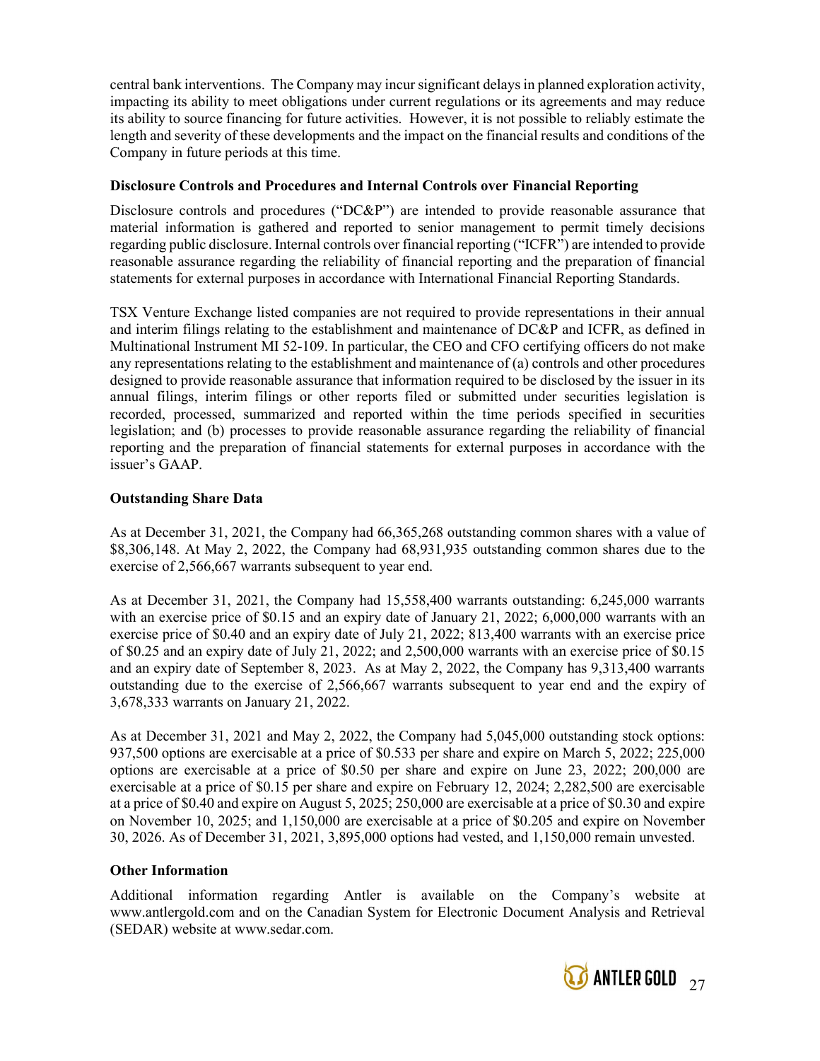central bank interventions. The Company may incur significant delays in planned exploration activity, impacting its ability to meet obligations under current regulations or its agreements and may reduce its ability to source financing for future activities. However, it is not possible to reliably estimate the length and severity of these developments and the impact on the financial results and conditions of the Company in future periods at this time.

**Disclosure Controls and Procedures and Internal Controls over Financial Reporting**

Disclosure controls and procedures ("DC&P") are intended to provide reasonable assurance that material information is gathered and reported to senior management to permit timely decisions regarding public disclosure. Internal controls over financial reporting ("ICFR") are intended to provide reasonable assurance regarding the reliability of financial reporting and the preparation of financial statements for external purposes in accordance with International Financial Reporting Standards.

TSX Venture Exchange listed companies are not required to provide representations in their annual and interim filings relating to the establishment and maintenance of DC&P and ICFR, as defined in Multinational Instrument MI 52-109. In particular, the CEO and CFO certifying officers do not make any representations relating to the establishment and maintenance of (a) controls and other procedures designed to provide reasonable assurance that information required to be disclosed by the issuer in its annual filings, interim filings or other reports filed or submitted under securities legislation is recorded, processed, summarized and reported within the time periods specified in securities legislation; and (b) processes to provide reasonable assurance regarding the reliability of financial reporting and the preparation of financial statements for external purposes in accordance with the issuer's GAAP.

**Outstanding Share Data**

As at December 31, 2021, the Company had 66,365,268 outstanding common shares with a value of $8,306,148. At May 2, 2022, the Company had 68,931,935 outstanding common shares due to the exercise of 2,566,667 warrants subsequent to year end.

As at December 31, 2021, the Company had 15,558,400 warrants outstanding: 6,245,000 warrants with an exercise price of $0.15 and an expiry date of January 21, 2022; 6,000,000 warrants with an exercise price of $0.40 and an expiry date of July 21, 2022; 813,400 warrants with an exercise price of $0.25 and an expiry date of July 21, 2022; and 2,500,000 warrants with an exercise price of $0.15 and an expiry date of September 8, 2023. As at May 2, 2022, the Company has 9,313,400 warrants outstanding due to the exercise of 2,566,667 warrants subsequent to year end and the expiry of 3,678,333 warrants on January 21, 2022.

As at December 31, 2021 and May 2, 2022, the Company had 5,045,000 outstanding stock options: 937,500 options are exercisable at a price of $0.533 per share and expire on March 5, 2022; 225,000 options are exercisable at a price of $0.50 per share and expire on June 23, 2022; 200,000 are exercisable at a price of $0.15 per share and expire on February 12, 2024; 2,282,500 are exercisable at a price of $0.40 and expire on August 5, 2025; 250,000 are exercisable at a price of $0.30 and expire on November 10, 2025; and 1,150,000 are exercisable at a price of $0.205 and expire on November 30, 2026. As of December 31, 2021, 3,895,000 options had vested, and 1,150,000 remain unvested.

**Other Information**

Additional information regarding Antler is available on the Company's website at www.antlergold.com and on the Canadian System for Electronic Document Analysis and Retrieval (SEDAR) website at www.sedar.com.